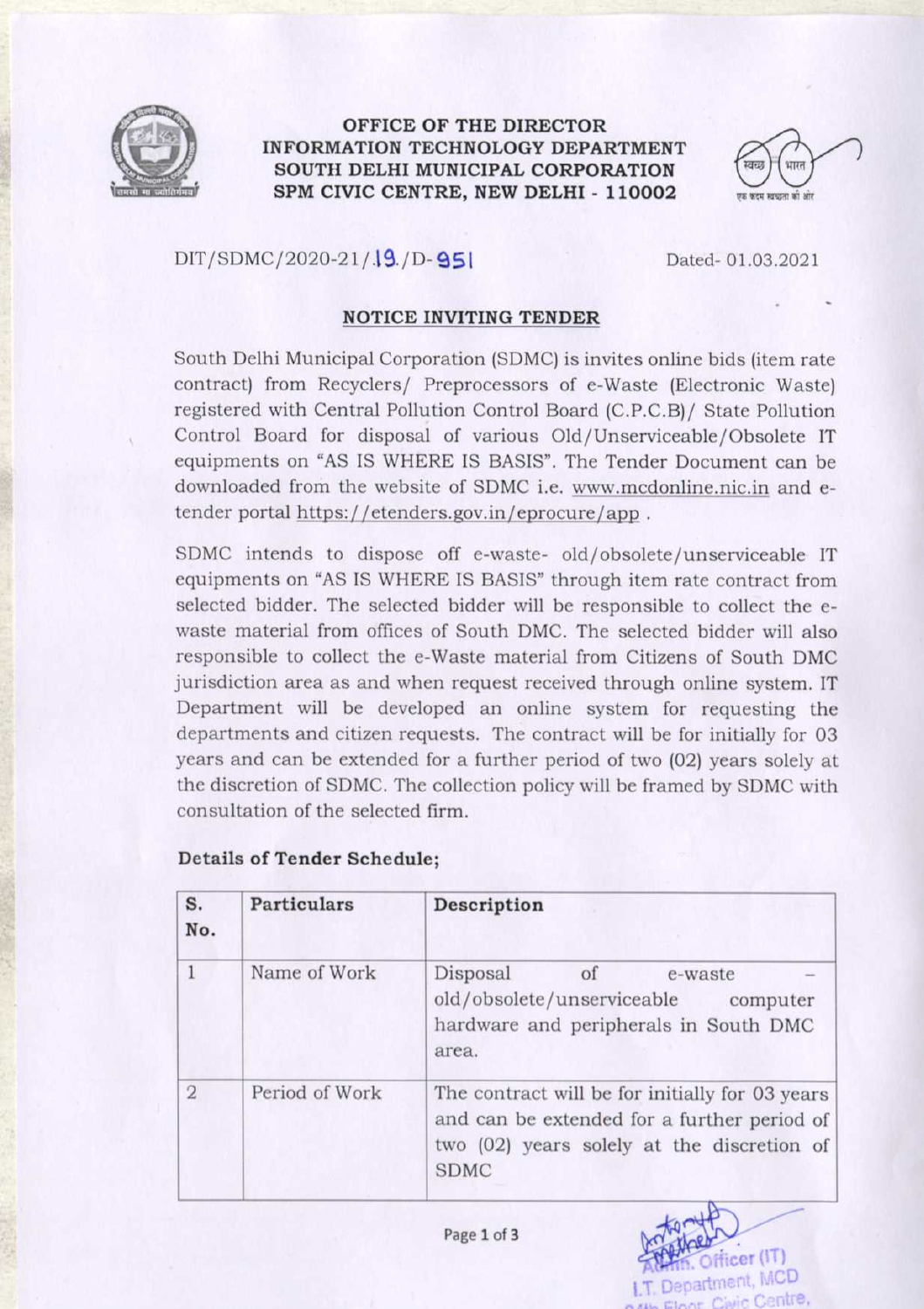**OFFICE OF THE DIRECTOR**
**INFORMATION TECHNOLOGY DEPARTMENT**
**SOUTH DELHI MUNICIPAL CORPORATION**
**SPM CIVIC CENTRE, NEW DELHI - 110002**

DIT/SDMC/2020-21/.19./D-951 Dated- 01.03.2021

## NOTICE INVITING TENDER

South Delhi Municipal Corporation (SDMC) is invites online bids (item rate contract) from Recyclers/ Preprocessors of e-Waste (Electronic Waste) registered with Central Pollution Control Board (C.P.C.B)/ State Pollution Control Board for disposal of various Old/Unserviceable/Obsolete IT equipments on "AS IS WHERE IS BASIS". The Tender Document can be downloaded from the website of SDMC i.e. www.mcdonline.nic.in and e-tender portal https://etenders.gov.in/eprocure/app .

SDMC intends to dispose off e-waste- old/obsolete/unserviceable IT equipments on "AS IS WHERE IS BASIS" through item rate contract from selected bidder. The selected bidder will be responsible to collect the e-waste material from offices of South DMC. The selected bidder will also responsible to collect the e-Waste material from Citizens of South DMC jurisdiction area as and when request received through online system. IT Department will be developed an online system for requesting the departments and citizen requests. The contract will be for initially for 03 years and can be extended for a further period of two (02) years solely at the discretion of SDMC. The collection policy will be framed by SDMC with consultation of the selected firm.

**Details of Tender Schedule;**

| S. No. | Particulars | Description |
|---|---|---|
| 1 | Name of Work | Disposal of e-waste – old/obsolete/unserviceable computer hardware and peripherals in South DMC area. |
| 2 | Period of Work | The contract will be for initially for 03 years and can be extended for a further period of two (02) years solely at the discretion of SDMC |

Admn. Officer (IT)
I.T. Department, MCD
24th Floor, Civic Centre,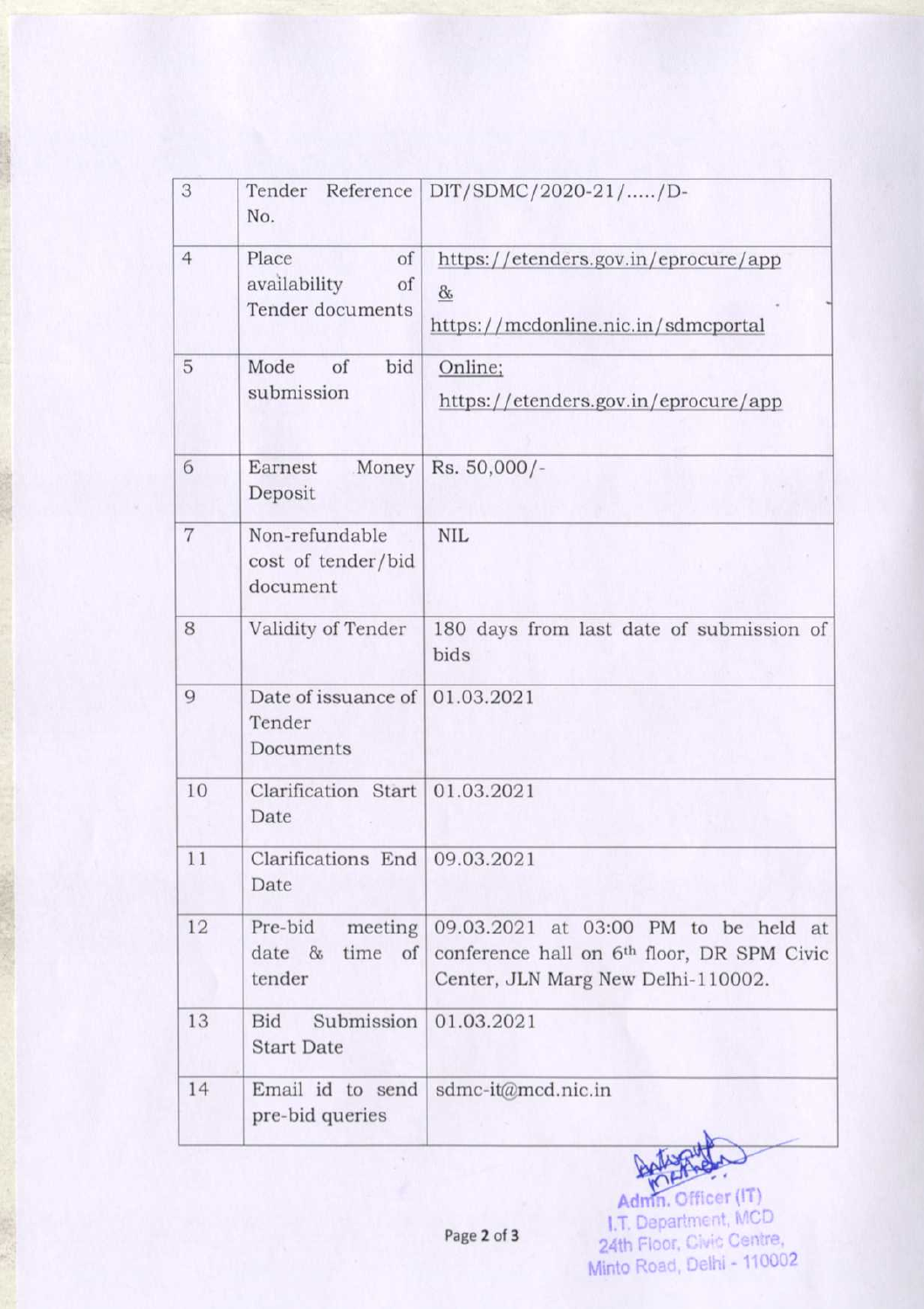| | | |
|---|---|---|
| 3 | Tender Reference No. | DIT/SDMC/2020-21/...../D- |
| 4 | Place of availability of Tender documents | https://etenders.gov.in/eprocure/app & https://mcdonline.nic.in/sdmcportal |
| 5 | Mode of bid submission | Online: https://etenders.gov.in/eprocure/app |
| 6 | Earnest Money Deposit | Rs. 50,000/- |
| 7 | Non-refundable cost of tender/bid document | NIL |
| 8 | Validity of Tender | 180 days from last date of submission of bids |
| 9 | Date of issuance of Tender Documents | 01.03.2021 |
| 10 | Clarification Start Date | 01.03.2021 |
| 11 | Clarifications End Date | 09.03.2021 |
| 12 | Pre-bid meeting date & time of tender | 09.03.2021 at 03:00 PM to be held at conference hall on 6th floor, DR SPM Civic Center, JLN Marg New Delhi-110002. |
| 13 | Bid Submission Start Date | 01.03.2021 |
| 14 | Email id to send pre-bid queries | sdmc-it@mcd.nic.in |

Admn. Officer (IT)
I.T. Department, MCD
24th Floor, Civic Centre,
Minto Road, Delhi - 110002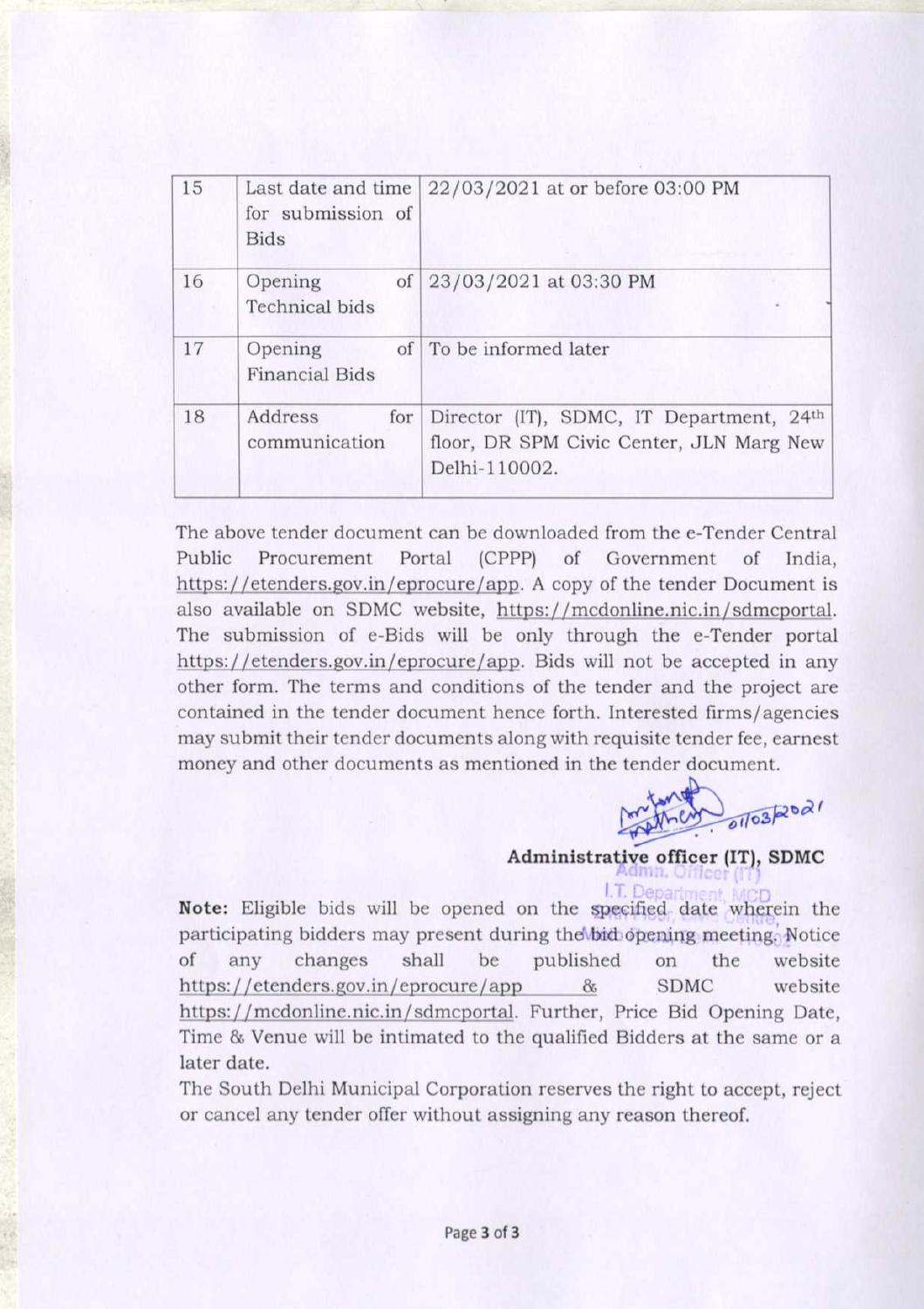| | | |
|---|---|---|
| 15 | Last date and time for submission of Bids | 22/03/2021 at or before 03:00 PM |
| 16 | Opening of Technical bids | 23/03/2021 at 03:30 PM |
| 17 | Opening of Financial Bids | To be informed later |
| 18 | Address for communication | Director (IT), SDMC, IT Department, 24th floor, DR SPM Civic Center, JLN Marg New Delhi-110002. |

The above tender document can be downloaded from the e-Tender Central Public Procurement Portal (CPPP) of Government of India, https://etenders.gov.in/eprocure/app. A copy of the tender Document is also available on SDMC website, https://mcdonline.nic.in/sdmcportal. The submission of e-Bids will be only through the e-Tender portal https://etenders.gov.in/eprocure/app. Bids will not be accepted in any other form. The terms and conditions of the tender and the project are contained in the tender document hence forth. Interested firms/agencies may submit their tender documents along with requisite tender fee, earnest money and other documents as mentioned in the tender document.

01/03/2021

**Administrative officer (IT), SDMC**

**Note:** Eligible bids will be opened on the specified date wherein the participating bidders may present during the bid opening meeting. Notice of any changes shall be published on the website https://etenders.gov.in/eprocure/app & SDMC website https://mcdonline.nic.in/sdmcportal. Further, Price Bid Opening Date, Time & Venue will be intimated to the qualified Bidders at the same or a later date.

The South Delhi Municipal Corporation reserves the right to accept, reject or cancel any tender offer without assigning any reason thereof.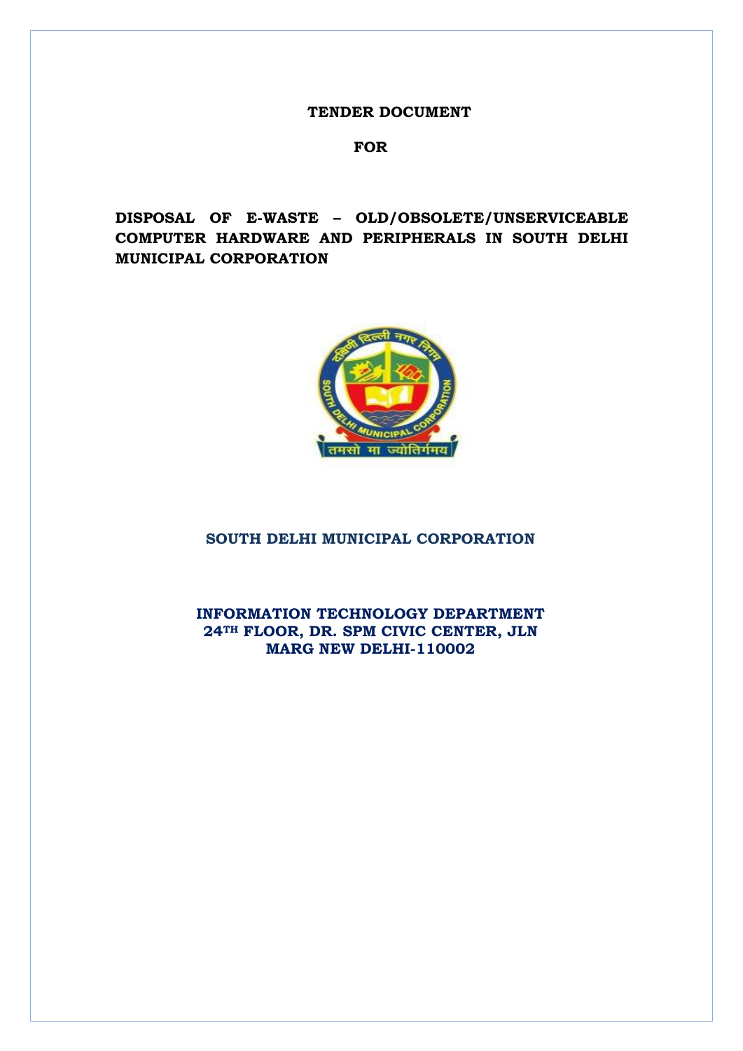**TENDER DOCUMENT**

**FOR**

**DISPOSAL OF E-WASTE – OLD/OBSOLETE/UNSERVICEABLE COMPUTER HARDWARE AND PERIPHERALS IN SOUTH DELHI MUNICIPAL CORPORATION**

**SOUTH DELHI MUNICIPAL CORPORATION**

**INFORMATION TECHNOLOGY DEPARTMENT**
**24TH FLOOR, DR. SPM CIVIC CENTER, JLN MARG NEW DELHI-110002**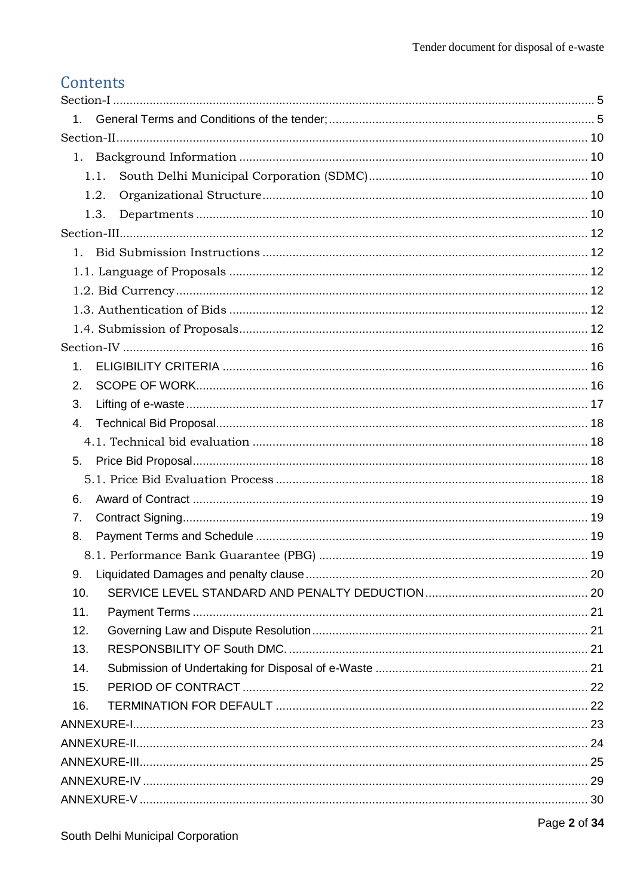# Contents

Section-I ........................................................................................................................ 5

1. General Terms and Conditions of the tender; ............................................................ 5

Section-II ....................................................................................................................... 10

1. Background Information ......................................................................................... 10

   1.1. South Delhi Municipal Corporation (SDMC) ........................................................ 10

   1.2. Organizational Structure ..................................................................................... 10

   1.3. Departments ........................................................................................................ 10

Section-III ..................................................................................................................... 12

1. Bid Submission Instructions .................................................................................... 12

1.1. Language of Proposals ............................................................................................ 12

1.2. Bid Currency ............................................................................................................ 12

1.3. Authentication of Bids ............................................................................................. 12

1.4. Submission of Proposals .......................................................................................... 12

Section-IV ...................................................................................................................... 16

1. ELIGIBILITY CRITERIA ............................................................................................. 16

2. SCOPE OF WORK ...................................................................................................... 16

3. Lifting of e-waste ........................................................................................................ 17

4. Technical Bid Proposal ............................................................................................... 18

   4.1. Technical bid evaluation ...................................................................................... 18

5. Price Bid Proposal ....................................................................................................... 18

   5.1. Price Bid Evaluation Process ............................................................................... 18

6. Award of Contract ....................................................................................................... 19

7. Contract Signing .......................................................................................................... 19

8. Payment Terms and Schedule .................................................................................... 19

   8.1. Performance Bank Guarantee (PBG) .................................................................... 19

9. Liquidated Damages and penalty clause .................................................................... 20

10. SERVICE LEVEL STANDARD AND PENALTY DEDUCTION ...................................... 20

11. Payment Terms .......................................................................................................... 21

12. Governing Law and Dispute Resolution ..................................................................... 21

13. RESPONSBILITY OF South DMC. ............................................................................. 21

14. Submission of Undertaking for Disposal of e-Waste ................................................. 21

15. PERIOD OF CONTRACT ............................................................................................ 22

16. TERMINATION FOR DEFAULT .................................................................................. 22

ANNEXURE-I ................................................................................................................... 23

ANNEXURE-II .................................................................................................................. 24

ANNEXURE-III ................................................................................................................. 25

ANNEXURE-IV ................................................................................................................. 29

ANNEXURE-V .................................................................................................................. 30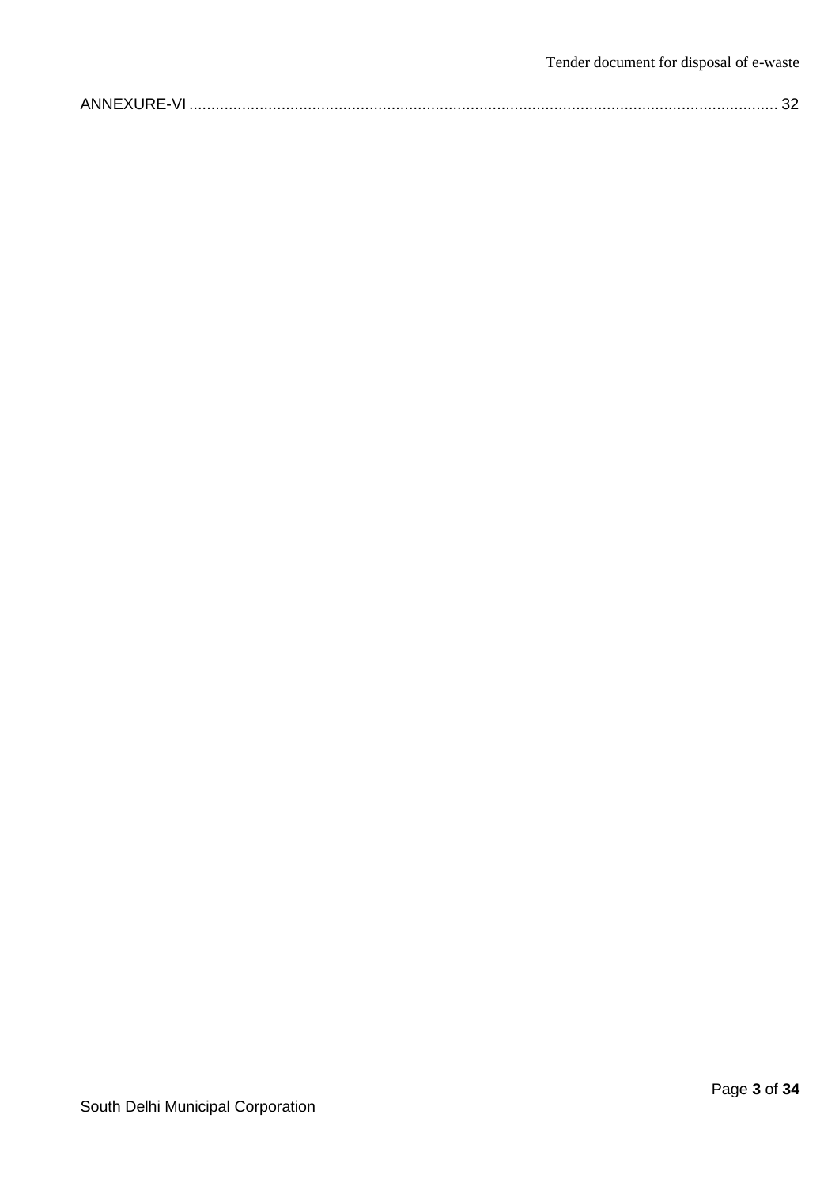ANNEXURE-VI ............................................................................................................................................ 32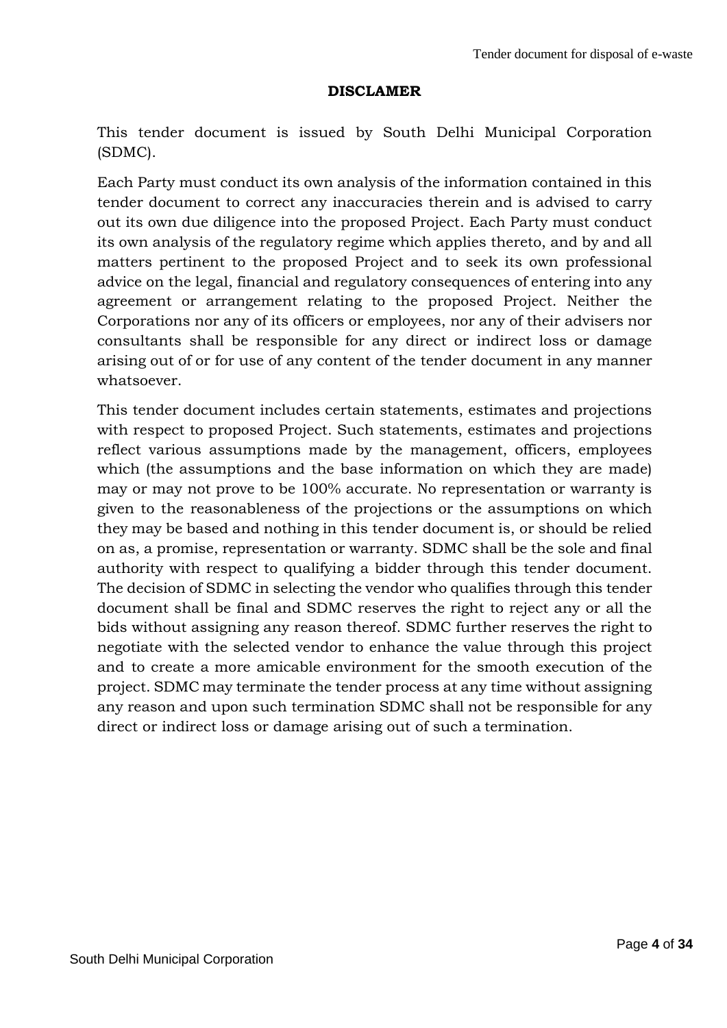## DISCLAMER

This tender document is issued by South Delhi Municipal Corporation (SDMC).

Each Party must conduct its own analysis of the information contained in this tender document to correct any inaccuracies therein and is advised to carry out its own due diligence into the proposed Project. Each Party must conduct its own analysis of the regulatory regime which applies thereto, and by and all matters pertinent to the proposed Project and to seek its own professional advice on the legal, financial and regulatory consequences of entering into any agreement or arrangement relating to the proposed Project. Neither the Corporations nor any of its officers or employees, nor any of their advisers nor consultants shall be responsible for any direct or indirect loss or damage arising out of or for use of any content of the tender document in any manner whatsoever.

This tender document includes certain statements, estimates and projections with respect to proposed Project. Such statements, estimates and projections reflect various assumptions made by the management, officers, employees which (the assumptions and the base information on which they are made) may or may not prove to be 100% accurate. No representation or warranty is given to the reasonableness of the projections or the assumptions on which they may be based and nothing in this tender document is, or should be relied on as, a promise, representation or warranty. SDMC shall be the sole and final authority with respect to qualifying a bidder through this tender document. The decision of SDMC in selecting the vendor who qualifies through this tender document shall be final and SDMC reserves the right to reject any or all the bids without assigning any reason thereof. SDMC further reserves the right to negotiate with the selected vendor to enhance the value through this project and to create a more amicable environment for the smooth execution of the project. SDMC may terminate the tender process at any time without assigning any reason and upon such termination SDMC shall not be responsible for any direct or indirect loss or damage arising out of such a termination.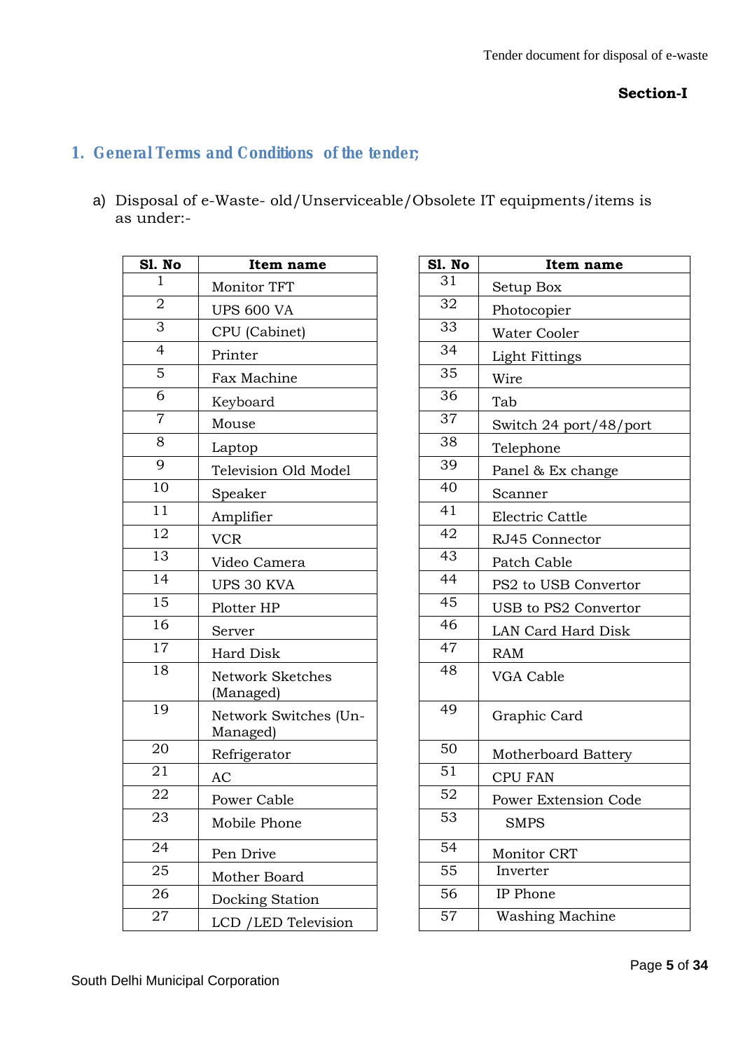**Section-I**

## 1. General Terms and Conditions of the tender;

a) Disposal of e-Waste- old/Unserviceable/Obsolete IT equipments/items is as under:-

| Sl. No | Item name |
|---|---|
| 1 | Monitor TFT |
| 2 | UPS 600 VA |
| 3 | CPU (Cabinet) |
| 4 | Printer |
| 5 | Fax Machine |
| 6 | Keyboard |
| 7 | Mouse |
| 8 | Laptop |
| 9 | Television Old Model |
| 10 | Speaker |
| 11 | Amplifier |
| 12 | VCR |
| 13 | Video Camera |
| 14 | UPS 30 KVA |
| 15 | Plotter HP |
| 16 | Server |
| 17 | Hard Disk |
| 18 | Network Sketches (Managed) |
| 19 | Network Switches (Un-Managed) |
| 20 | Refrigerator |
| 21 | AC |
| 22 | Power Cable |
| 23 | Mobile Phone |
| 24 | Pen Drive |
| 25 | Mother Board |
| 26 | Docking Station |
| 27 | LCD /LED Television |

| Sl. No | Item name |
|---|---|
| 31 | Setup Box |
| 32 | Photocopier |
| 33 | Water Cooler |
| 34 | Light Fittings |
| 35 | Wire |
| 36 | Tab |
| 37 | Switch 24 port/48/port |
| 38 | Telephone |
| 39 | Panel & Ex change |
| 40 | Scanner |
| 41 | Electric Cattle |
| 42 | RJ45 Connector |
| 43 | Patch Cable |
| 44 | PS2 to USB Convertor |
| 45 | USB to PS2 Convertor |
| 46 | LAN Card Hard Disk |
| 47 | RAM |
| 48 | VGA Cable |
| 49 | Graphic Card |
| 50 | Motherboard Battery |
| 51 | CPU FAN |
| 52 | Power Extension Code |
| 53 | SMPS |
| 54 | Monitor CRT |
| 55 | Inverter |
| 56 | IP Phone |
| 57 | Washing Machine |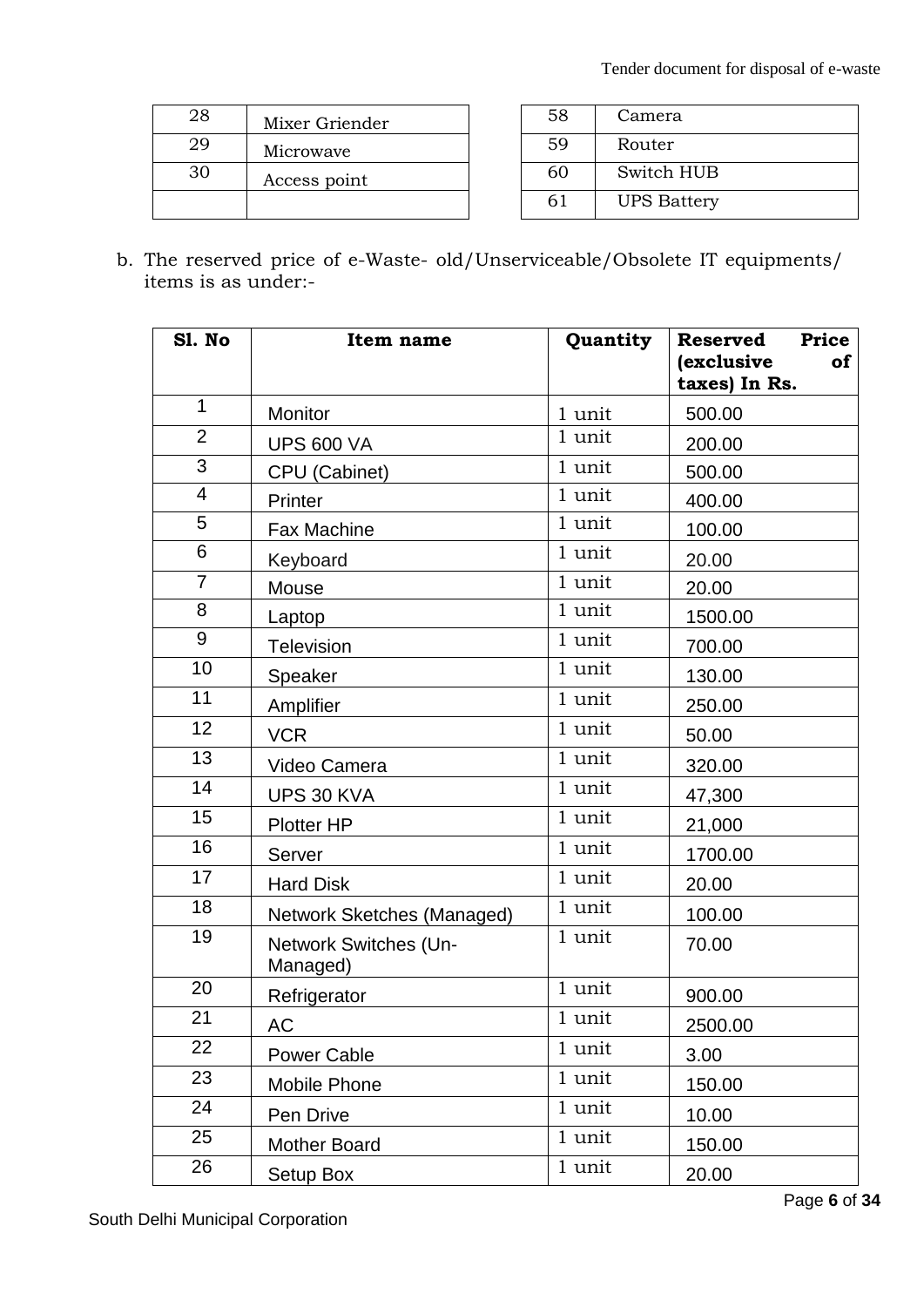| | |
|---|---|
| 28 | Mixer Griender |
| 29 | Microwave |
| 30 | Access point |
| | |

| | |
|---|---|
| 58 | Camera |
| 59 | Router |
| 60 | Switch HUB |
| 61 | UPS Battery |

b. The reserved price of e-Waste- old/Unserviceable/Obsolete IT equipments/ items is as under:-

| Sl. No | Item name | Quantity | Reserved Price (exclusive of taxes) In Rs. |
|---|---|---|---|
| 1 | Monitor | 1 unit | 500.00 |
| 2 | UPS 600 VA | 1 unit | 200.00 |
| 3 | CPU (Cabinet) | 1 unit | 500.00 |
| 4 | Printer | 1 unit | 400.00 |
| 5 | Fax Machine | 1 unit | 100.00 |
| 6 | Keyboard | 1 unit | 20.00 |
| 7 | Mouse | 1 unit | 20.00 |
| 8 | Laptop | 1 unit | 1500.00 |
| 9 | Television | 1 unit | 700.00 |
| 10 | Speaker | 1 unit | 130.00 |
| 11 | Amplifier | 1 unit | 250.00 |
| 12 | VCR | 1 unit | 50.00 |
| 13 | Video Camera | 1 unit | 320.00 |
| 14 | UPS 30 KVA | 1 unit | 47,300 |
| 15 | Plotter HP | 1 unit | 21,000 |
| 16 | Server | 1 unit | 1700.00 |
| 17 | Hard Disk | 1 unit | 20.00 |
| 18 | Network Sketches (Managed) | 1 unit | 100.00 |
| 19 | Network Switches (Un-Managed) | 1 unit | 70.00 |
| 20 | Refrigerator | 1 unit | 900.00 |
| 21 | AC | 1 unit | 2500.00 |
| 22 | Power Cable | 1 unit | 3.00 |
| 23 | Mobile Phone | 1 unit | 150.00 |
| 24 | Pen Drive | 1 unit | 10.00 |
| 25 | Mother Board | 1 unit | 150.00 |
| 26 | Setup Box | 1 unit | 20.00 |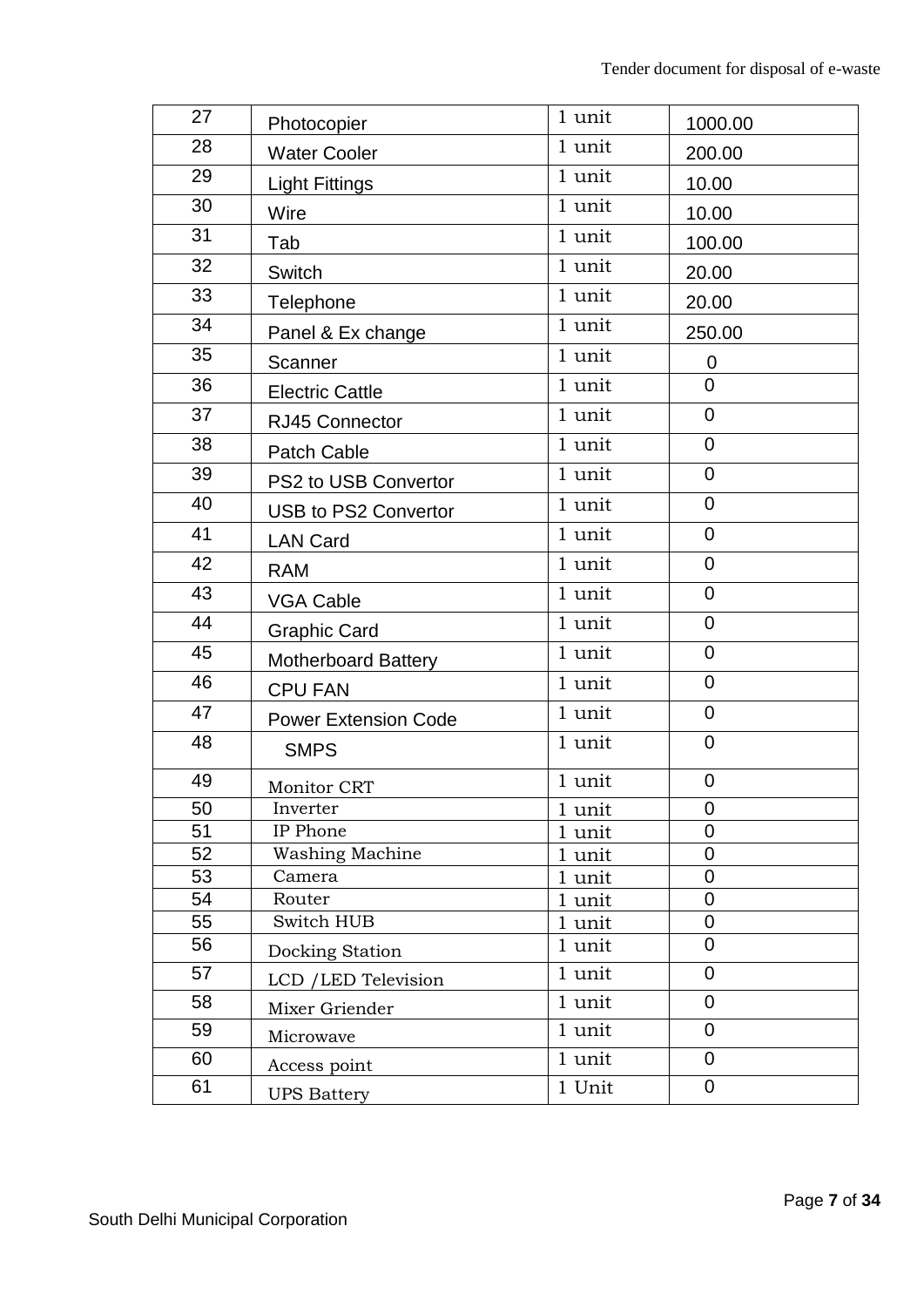| 27 | Photocopier | 1 unit | 1000.00 |
|---|---|---|---|
| 28 | Water Cooler | 1 unit | 200.00 |
| 29 | Light Fittings | 1 unit | 10.00 |
| 30 | Wire | 1 unit | 10.00 |
| 31 | Tab | 1 unit | 100.00 |
| 32 | Switch | 1 unit | 20.00 |
| 33 | Telephone | 1 unit | 20.00 |
| 34 | Panel & Ex change | 1 unit | 250.00 |
| 35 | Scanner | 1 unit | 0 |
| 36 | Electric Cattle | 1 unit | 0 |
| 37 | RJ45 Connector | 1 unit | 0 |
| 38 | Patch Cable | 1 unit | 0 |
| 39 | PS2 to USB Convertor | 1 unit | 0 |
| 40 | USB to PS2 Convertor | 1 unit | 0 |
| 41 | LAN Card | 1 unit | 0 |
| 42 | RAM | 1 unit | 0 |
| 43 | VGA Cable | 1 unit | 0 |
| 44 | Graphic Card | 1 unit | 0 |
| 45 | Motherboard Battery | 1 unit | 0 |
| 46 | CPU FAN | 1 unit | 0 |
| 47 | Power Extension Code | 1 unit | 0 |
| 48 | SMPS | 1 unit | 0 |
| 49 | Monitor CRT | 1 unit | 0 |
| 50 | Inverter | 1 unit | 0 |
| 51 | IP Phone | 1 unit | 0 |
| 52 | Washing Machine | 1 unit | 0 |
| 53 | Camera | 1 unit | 0 |
| 54 | Router | 1 unit | 0 |
| 55 | Switch HUB | 1 unit | 0 |
| 56 | Docking Station | 1 unit | 0 |
| 57 | LCD /LED Television | 1 unit | 0 |
| 58 | Mixer Griender | 1 unit | 0 |
| 59 | Microwave | 1 unit | 0 |
| 60 | Access point | 1 unit | 0 |
| 61 | UPS Battery | 1 Unit | 0 |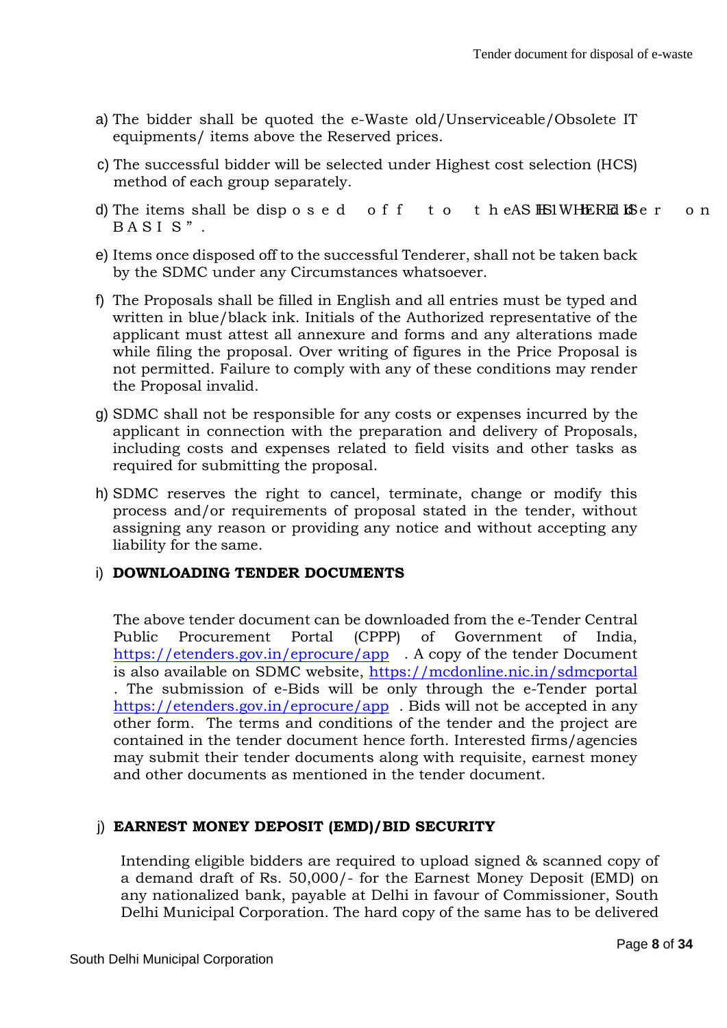a) The bidder shall be quoted the e-Waste old/Unserviceable/Obsolete IT equipments/ items above the Reserved prices.

c) The successful bidder will be selected under Highest cost selection (HCS) method of each group separately.

d) The items shall be disposed off to the bidder on "AS IS WHERE IS BASIS".

e) Items once disposed off to the successful Tenderer, shall not be taken back by the SDMC under any Circumstances whatsoever.

f) The Proposals shall be filled in English and all entries must be typed and written in blue/black ink. Initials of the Authorized representative of the applicant must attest all annexure and forms and any alterations made while filing the proposal. Over writing of figures in the Price Proposal is not permitted. Failure to comply with any of these conditions may render the Proposal invalid.

g) SDMC shall not be responsible for any costs or expenses incurred by the applicant in connection with the preparation and delivery of Proposals, including costs and expenses related to field visits and other tasks as required for submitting the proposal.

h) SDMC reserves the right to cancel, terminate, change or modify this process and/or requirements of proposal stated in the tender, without assigning any reason or providing any notice and without accepting any liability for the same.

i) **DOWNLOADING TENDER DOCUMENTS**

The above tender document can be downloaded from the e-Tender Central Public Procurement Portal (CPPP) of Government of India, https://etenders.gov.in/eprocure/app . A copy of the tender Document is also available on SDMC website, https://mcdonline.nic.in/sdmcportal . The submission of e-Bids will be only through the e-Tender portal https://etenders.gov.in/eprocure/app . Bids will not be accepted in any other form. The terms and conditions of the tender and the project are contained in the tender document hence forth. Interested firms/agencies may submit their tender documents along with requisite, earnest money and other documents as mentioned in the tender document.

j) **EARNEST MONEY DEPOSIT (EMD)/BID SECURITY**

Intending eligible bidders are required to upload signed & scanned copy of a demand draft of Rs. 50,000/- for the Earnest Money Deposit (EMD) on any nationalized bank, payable at Delhi in favour of Commissioner, South Delhi Municipal Corporation. The hard copy of the same has to be delivered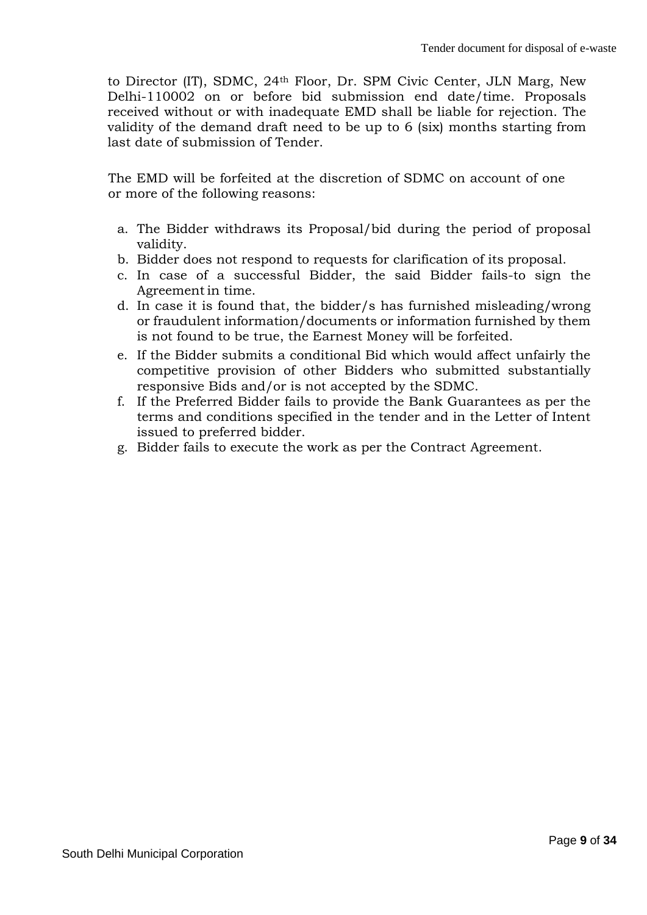to Director (IT), SDMC, 24th Floor, Dr. SPM Civic Center, JLN Marg, New Delhi-110002 on or before bid submission end date/time. Proposals received without or with inadequate EMD shall be liable for rejection. The validity of the demand draft need to be up to 6 (six) months starting from last date of submission of Tender.

The EMD will be forfeited at the discretion of SDMC on account of one or more of the following reasons:

a. The Bidder withdraws its Proposal/bid during the period of proposal validity.
b. Bidder does not respond to requests for clarification of its proposal.
c. In case of a successful Bidder, the said Bidder fails-to sign the Agreement in time.
d. In case it is found that, the bidder/s has furnished misleading/wrong or fraudulent information/documents or information furnished by them is not found to be true, the Earnest Money will be forfeited.
e. If the Bidder submits a conditional Bid which would affect unfairly the competitive provision of other Bidders who submitted substantially responsive Bids and/or is not accepted by the SDMC.
f. If the Preferred Bidder fails to provide the Bank Guarantees as per the terms and conditions specified in the tender and in the Letter of Intent issued to preferred bidder.
g. Bidder fails to execute the work as per the Contract Agreement.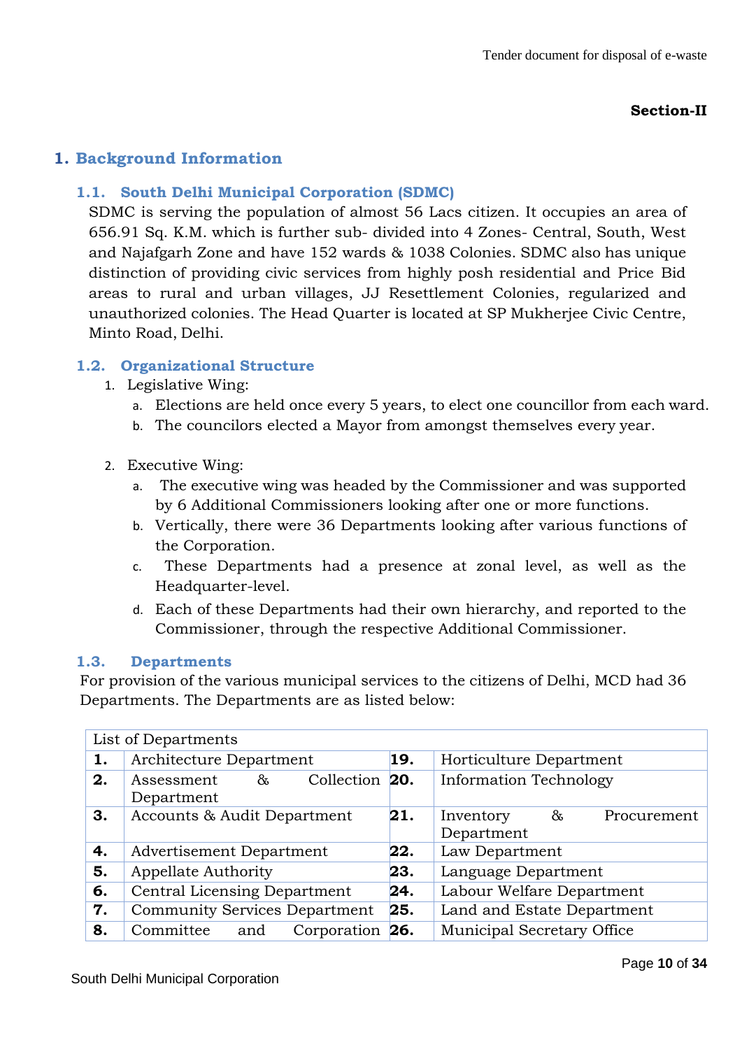**Section-II**

# 1. Background Information

## 1.1. South Delhi Municipal Corporation (SDMC)

SDMC is serving the population of almost 56 Lacs citizen. It occupies an area of 656.91 Sq. K.M. which is further sub- divided into 4 Zones- Central, South, West and Najafgarh Zone and have 152 wards & 1038 Colonies. SDMC also has unique distinction of providing civic services from highly posh residential and Price Bid areas to rural and urban villages, JJ Resettlement Colonies, regularized and unauthorized colonies. The Head Quarter is located at SP Mukherjee Civic Centre, Minto Road, Delhi.

## 1.2. Organizational Structure

1. Legislative Wing:
   a. Elections are held once every 5 years, to elect one councillor from each ward.
   b. The councilors elected a Mayor from amongst themselves every year.

2. Executive Wing:
   a. The executive wing was headed by the Commissioner and was supported by 6 Additional Commissioners looking after one or more functions.
   b. Vertically, there were 36 Departments looking after various functions of the Corporation.
   c. These Departments had a presence at zonal level, as well as the Headquarter-level.
   d. Each of these Departments had their own hierarchy, and reported to the Commissioner, through the respective Additional Commissioner.

## 1.3. Departments

For provision of the various municipal services to the citizens of Delhi, MCD had 36 Departments. The Departments are as listed below:

| List of Departments | | | |
|---|---|---|---|
| **1.** | Architecture Department | **19.** | Horticulture Department |
| **2.** | Assessment & Collection Department | **20.** | Information Technology |
| **3.** | Accounts & Audit Department | **21.** | Inventory & Procurement Department |
| **4.** | Advertisement Department | **22.** | Law Department |
| **5.** | Appellate Authority | **23.** | Language Department |
| **6.** | Central Licensing Department | **24.** | Labour Welfare Department |
| **7.** | Community Services Department | **25.** | Land and Estate Department |
| **8.** | Committee and Corporation | **26.** | Municipal Secretary Office |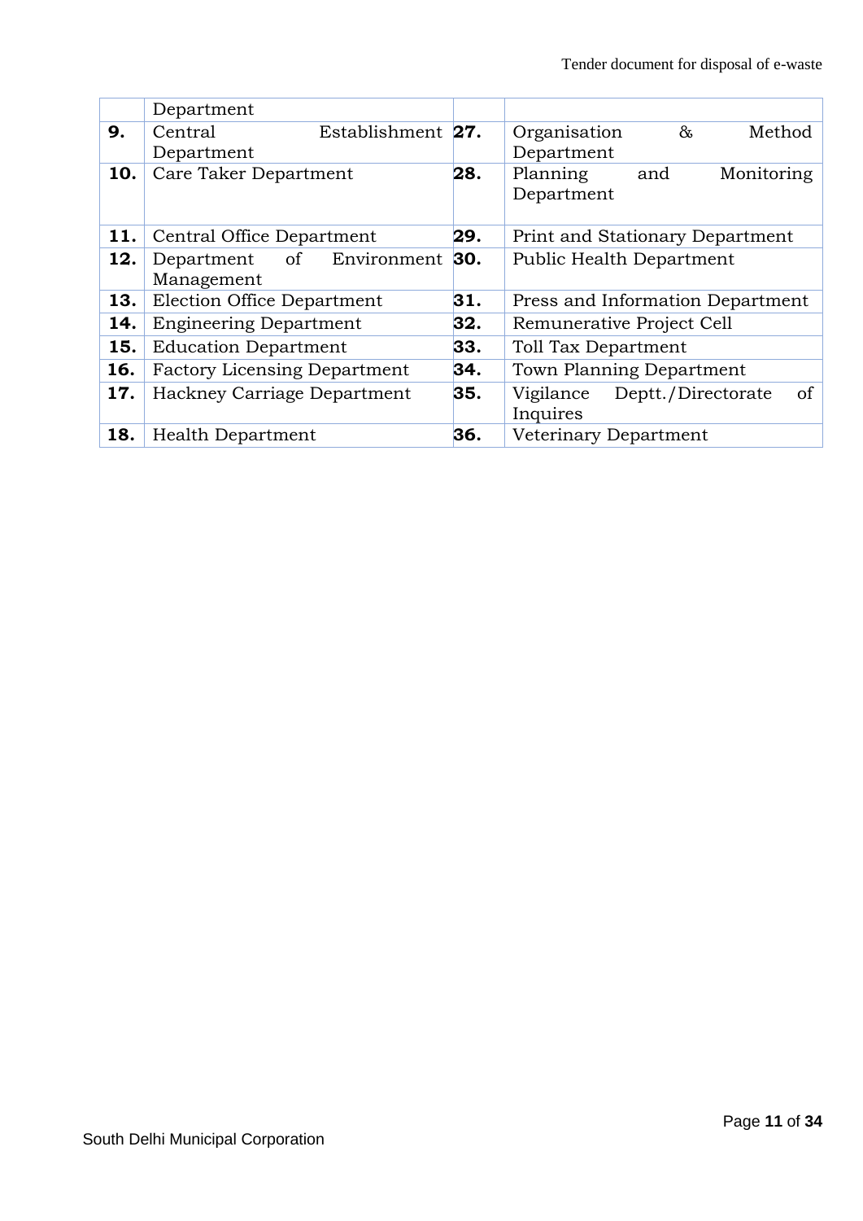| | | | |
|---|---|---|---|
| | Department | | |
| **9.** | Central Establishment Department | **27.** | Organisation & Method Department |
| **10.** | Care Taker Department | **28.** | Planning and Monitoring Department |
| **11.** | Central Office Department | **29.** | Print and Stationary Department |
| **12.** | Department of Environment Management | **30.** | Public Health Department |
| **13.** | Election Office Department | **31.** | Press and Information Department |
| **14.** | Engineering Department | **32.** | Remunerative Project Cell |
| **15.** | Education Department | **33.** | Toll Tax Department |
| **16.** | Factory Licensing Department | **34.** | Town Planning Department |
| **17.** | Hackney Carriage Department | **35.** | Vigilance Deptt./Directorate of Inquires |
| **18.** | Health Department | **36.** | Veterinary Department |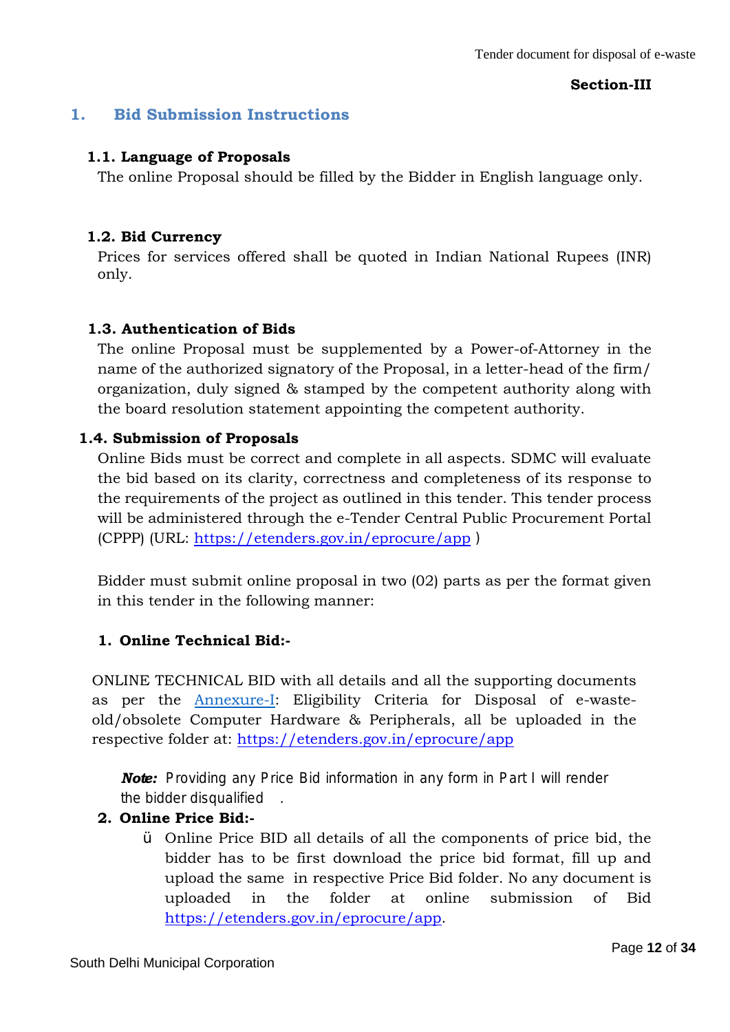**Section-III**

## 1. Bid Submission Instructions

### 1.1. Language of Proposals

The online Proposal should be filled by the Bidder in English language only.

### 1.2. Bid Currency

Prices for services offered shall be quoted in Indian National Rupees (INR) only.

### 1.3. Authentication of Bids

The online Proposal must be supplemented by a Power-of-Attorney in the name of the authorized signatory of the Proposal, in a letter-head of the firm/ organization, duly signed & stamped by the competent authority along with the board resolution statement appointing the competent authority.

### 1.4. Submission of Proposals

Online Bids must be correct and complete in all aspects. SDMC will evaluate the bid based on its clarity, correctness and completeness of its response to the requirements of the project as outlined in this tender. This tender process will be administered through the e-Tender Central Public Procurement Portal (CPPP) (URL: https://etenders.gov.in/eprocure/app )

Bidder must submit online proposal in two (02) parts as per the format given in this tender in the following manner:

1. **Online Technical Bid:-**

ONLINE TECHNICAL BID with all details and all the supporting documents as per the Annexure-I: Eligibility Criteria for Disposal of e-waste-old/obsolete Computer Hardware & Peripherals, all be uploaded in the respective folder at: https://etenders.gov.in/eprocure/app

***Note:*** Providing any Price Bid information in any form in Part I will render the bidder disqualified .

2. **Online Price Bid:-**
   - Online Price BID all details of all the components of price bid, the bidder has to be first download the price bid format, fill up and upload the same in respective Price Bid folder. No any document is uploaded in the folder at online submission of Bid https://etenders.gov.in/eprocure/app.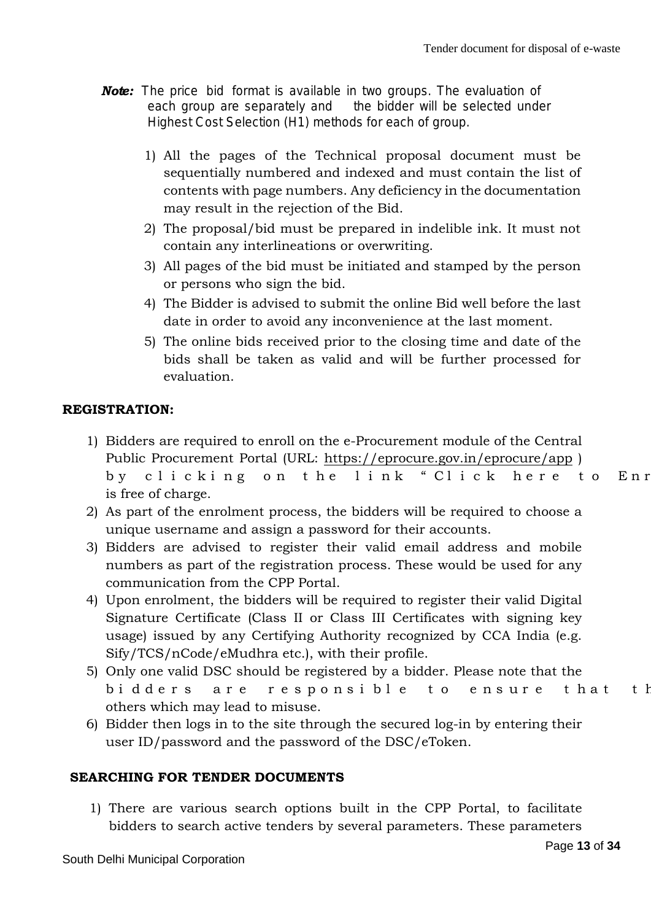***Note:*** The price bid format is available in two groups. The evaluation of each group are separately and the bidder will be selected under Highest Cost Selection (H1) methods for each of group.

1) All the pages of the Technical proposal document must be sequentially numbered and indexed and must contain the list of contents with page numbers. Any deficiency in the documentation may result in the rejection of the Bid.
2) The proposal/bid must be prepared in indelible ink. It must not contain any interlineations or overwriting.
3) All pages of the bid must be initiated and stamped by the person or persons who sign the bid.
4) The Bidder is advised to submit the online Bid well before the last date in order to avoid any inconvenience at the last moment.
5) The online bids received prior to the closing time and date of the bids shall be taken as valid and will be further processed for evaluation.

**REGISTRATION:**

1) Bidders are required to enroll on the e-Procurement module of the Central Public Procurement Portal (URL: https://eprocure.gov.in/eprocure/app ) by clicking on the link "Click here to Enr is free of charge.
2) As part of the enrolment process, the bidders will be required to choose a unique username and assign a password for their accounts.
3) Bidders are advised to register their valid email address and mobile numbers as part of the registration process. These would be used for any communication from the CPP Portal.
4) Upon enrolment, the bidders will be required to register their valid Digital Signature Certificate (Class II or Class III Certificates with signing key usage) issued by any Certifying Authority recognized by CCA India (e.g. Sify/TCS/nCode/eMudhra etc.), with their profile.
5) Only one valid DSC should be registered by a bidder. Please note that the bidders are responsible to ensure that th others which may lead to misuse.
6) Bidder then logs in to the site through the secured log-in by entering their user ID/password and the password of the DSC/eToken.

**SEARCHING FOR TENDER DOCUMENTS**

1) There are various search options built in the CPP Portal, to facilitate bidders to search active tenders by several parameters. These parameters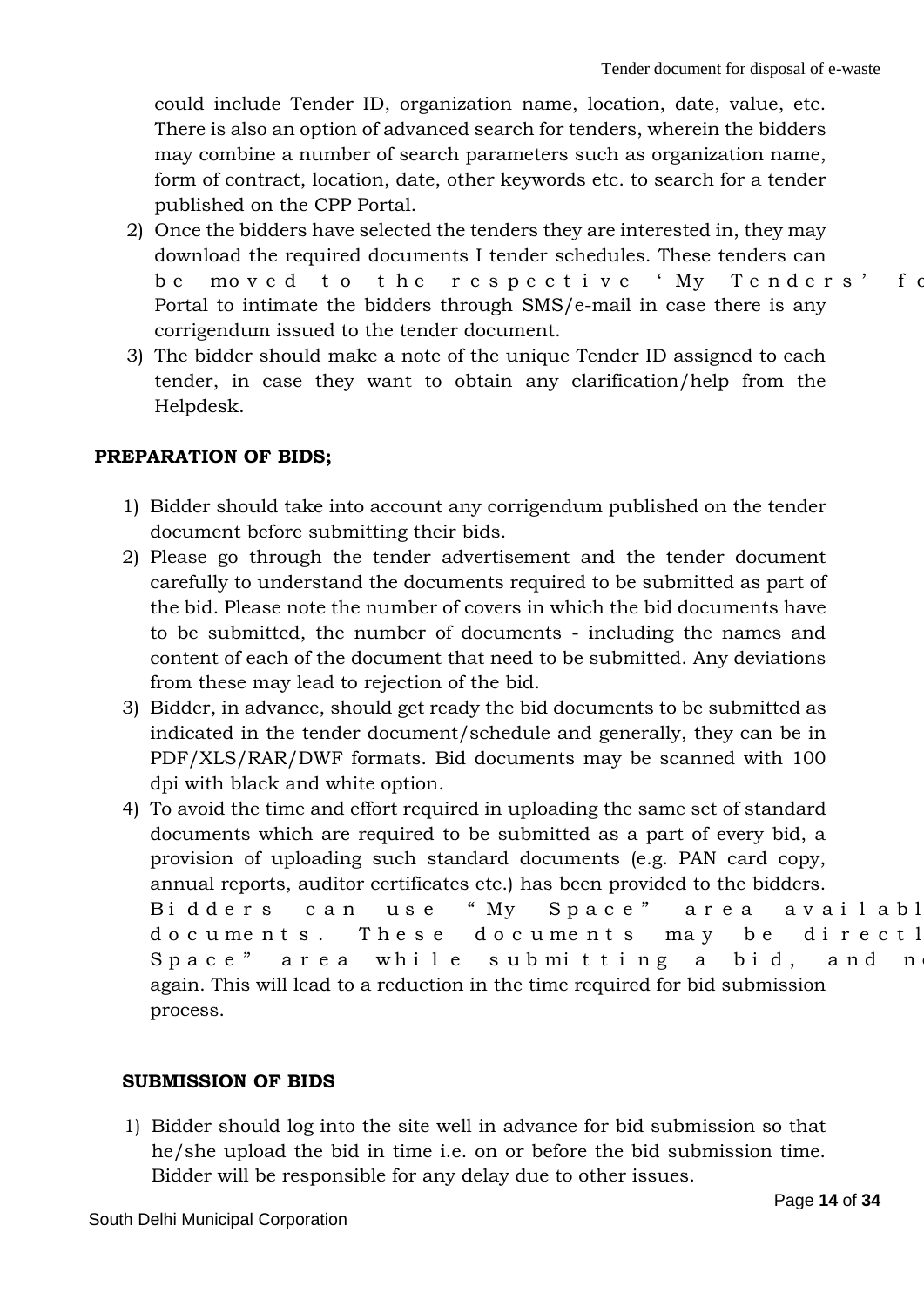could include Tender ID, organization name, location, date, value, etc. There is also an option of advanced search for tenders, wherein the bidders may combine a number of search parameters such as organization name, form of contract, location, date, other keywords etc. to search for a tender published on the CPP Portal.

2) Once the bidders have selected the tenders they are interested in, they may download the required documents I tender schedules. These tenders can be moved to the respective 'My Tenders' fo Portal to intimate the bidders through SMS/e-mail in case there is any corrigendum issued to the tender document.
3) The bidder should make a note of the unique Tender ID assigned to each tender, in case they want to obtain any clarification/help from the Helpdesk.

**PREPARATION OF BIDS;**

1) Bidder should take into account any corrigendum published on the tender document before submitting their bids.
2) Please go through the tender advertisement and the tender document carefully to understand the documents required to be submitted as part of the bid. Please note the number of covers in which the bid documents have to be submitted, the number of documents - including the names and content of each of the document that need to be submitted. Any deviations from these may lead to rejection of the bid.
3) Bidder, in advance, should get ready the bid documents to be submitted as indicated in the tender document/schedule and generally, they can be in PDF/XLS/RAR/DWF formats. Bid documents may be scanned with 100 dpi with black and white option.
4) To avoid the time and effort required in uploading the same set of standard documents which are required to be submitted as a part of every bid, a provision of uploading such standard documents (e.g. PAN card copy, annual reports, auditor certificates etc.) has been provided to the bidders. Bidders can use "My Space" area availabl documents. These documents may be directl Space" area while submitting a bid, and n again. This will lead to a reduction in the time required for bid submission process.

**SUBMISSION OF BIDS**

1) Bidder should log into the site well in advance for bid submission so that he/she upload the bid in time i.e. on or before the bid submission time. Bidder will be responsible for any delay due to other issues.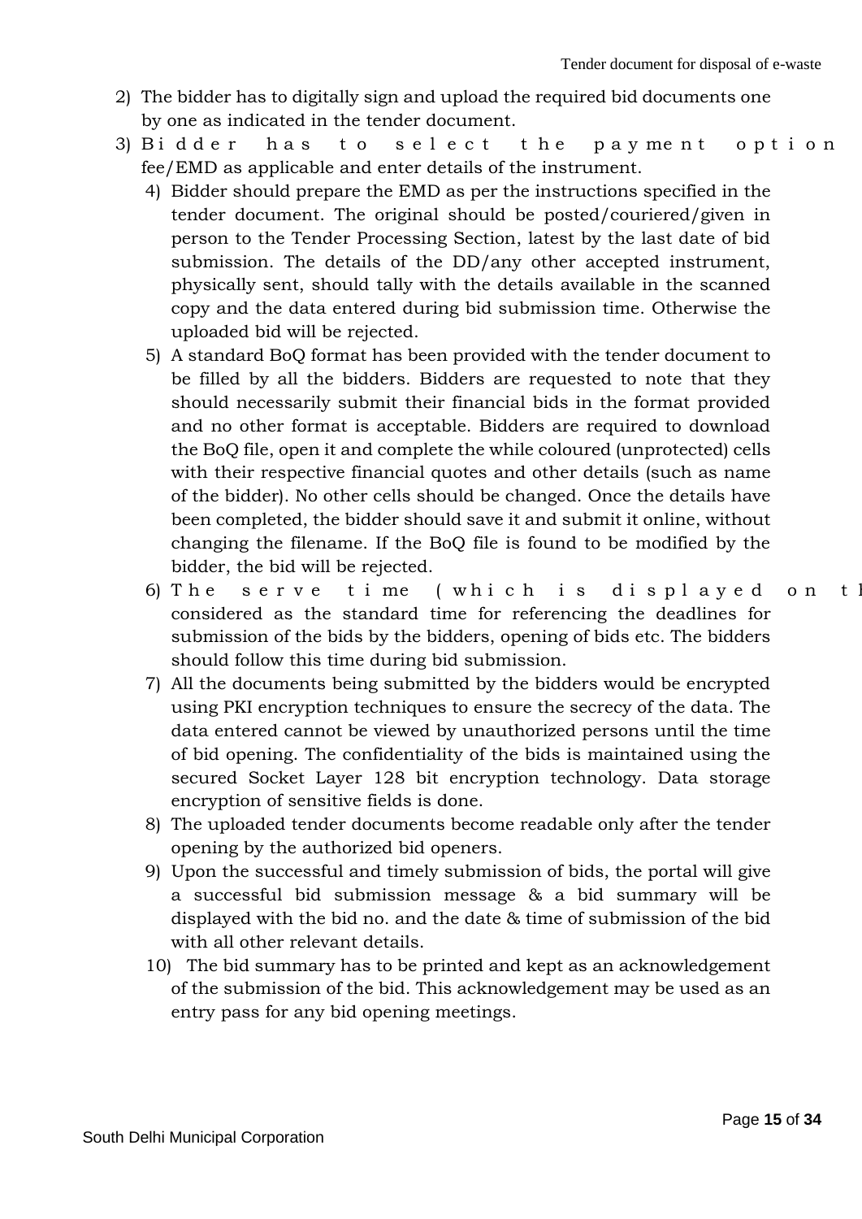2) The bidder has to digitally sign and upload the required bid documents one by one as indicated in the tender document.
3) Bidder has to select the payment option fee/EMD as applicable and enter details of the instrument.
4) Bidder should prepare the EMD as per the instructions specified in the tender document. The original should be posted/couriered/given in person to the Tender Processing Section, latest by the last date of bid submission. The details of the DD/any other accepted instrument, physically sent, should tally with the details available in the scanned copy and the data entered during bid submission time. Otherwise the uploaded bid will be rejected.
5) A standard BoQ format has been provided with the tender document to be filled by all the bidders. Bidders are requested to note that they should necessarily submit their financial bids in the format provided and no other format is acceptable. Bidders are required to download the BoQ file, open it and complete the while coloured (unprotected) cells with their respective financial quotes and other details (such as name of the bidder). No other cells should be changed. Once the details have been completed, the bidder should save it and submit it online, without changing the filename. If the BoQ file is found to be modified by the bidder, the bid will be rejected.
6) The serve time (which is displayed on th considered as the standard time for referencing the deadlines for submission of the bids by the bidders, opening of bids etc. The bidders should follow this time during bid submission.
7) All the documents being submitted by the bidders would be encrypted using PKI encryption techniques to ensure the secrecy of the data. The data entered cannot be viewed by unauthorized persons until the time of bid opening. The confidentiality of the bids is maintained using the secured Socket Layer 128 bit encryption technology. Data storage encryption of sensitive fields is done.
8) The uploaded tender documents become readable only after the tender opening by the authorized bid openers.
9) Upon the successful and timely submission of bids, the portal will give a successful bid submission message & a bid summary will be displayed with the bid no. and the date & time of submission of the bid with all other relevant details.
10) The bid summary has to be printed and kept as an acknowledgement of the submission of the bid. This acknowledgement may be used as an entry pass for any bid opening meetings.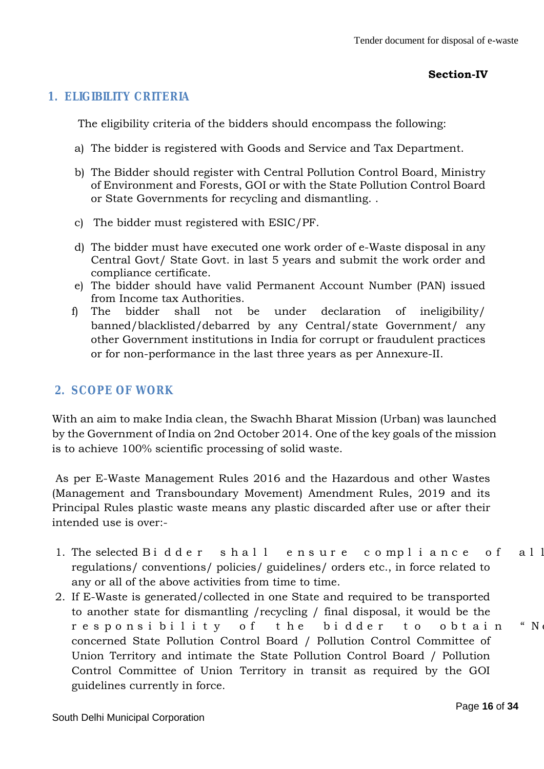**Section-IV**

## 1. ELIGIBILITY CRITERIA

The eligibility criteria of the bidders should encompass the following:

a) The bidder is registered with Goods and Service and Tax Department.

b) The Bidder should register with Central Pollution Control Board, Ministry of Environment and Forests, GOI or with the State Pollution Control Board or State Governments for recycling and dismantling. .

c) The bidder must registered with ESIC/PF.

d) The bidder must have executed one work order of e-Waste disposal in any Central Govt/ State Govt. in last 5 years and submit the work order and compliance certificate.

e) The bidder should have valid Permanent Account Number (PAN) issued from Income tax Authorities.

f) The bidder shall not be under declaration of ineligibility/ banned/blacklisted/debarred by any Central/state Government/ any other Government institutions in India for corrupt or fraudulent practices or for non-performance in the last three years as per Annexure-II.

## 2. SCOPE OF WORK

With an aim to make India clean, the Swachh Bharat Mission (Urban) was launched by the Government of India on 2nd October 2014. One of the key goals of the mission is to achieve 100% scientific processing of solid waste.

As per E-Waste Management Rules 2016 and the Hazardous and other Wastes (Management and Transboundary Movement) Amendment Rules, 2019 and its Principal Rules plastic waste means any plastic discarded after use or after their intended use is over:-

1. The selected Bidder shall ensure compliance of all regulations/ conventions/ policies/ guidelines/ orders etc., in force related to any or all of the above activities from time to time.
2. If E-Waste is generated/collected in one State and required to be transported to another state for dismantling /recycling / final disposal, it would be the responsibility of the bidder to obtain "N concerned State Pollution Control Board / Pollution Control Committee of Union Territory and intimate the State Pollution Control Board / Pollution Control Committee of Union Territory in transit as required by the GOI guidelines currently in force.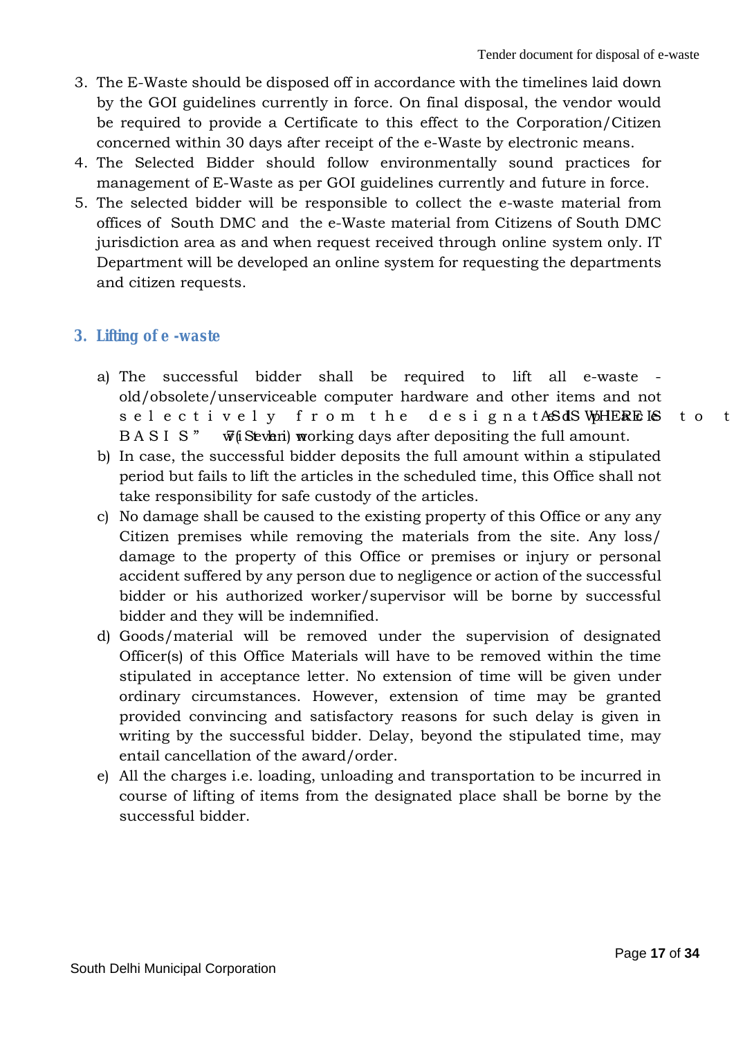3. The E-Waste should be disposed off in accordance with the timelines laid down by the GOI guidelines currently in force. On final disposal, the vendor would be required to provide a Certificate to this effect to the Corporation/Citizen concerned within 30 days after receipt of the e-Waste by electronic means.
4. The Selected Bidder should follow environmentally sound practices for management of E-Waste as per GOI guidelines currently and future in force.
5. The selected bidder will be responsible to collect the e-waste material from offices of South DMC and the e-Waste material from Citizens of South DMC jurisdiction area as and when request received through online system only. IT Department will be developed an online system for requesting the departments and citizen requests.

## 3. Lifting of e -waste

a) The successful bidder shall be required to lift all e-waste - old/obsolete/unserviceable computer hardware and other items and not selectively from the designated place on "AS IS WHERE IS BASIS" within 7 (Seven) working days after depositing the full amount.

b) In case, the successful bidder deposits the full amount within a stipulated period but fails to lift the articles in the scheduled time, this Office shall not take responsibility for safe custody of the articles.

c) No damage shall be caused to the existing property of this Office or any any Citizen premises while removing the materials from the site. Any loss/ damage to the property of this Office or premises or injury or personal accident suffered by any person due to negligence or action of the successful bidder or his authorized worker/supervisor will be borne by successful bidder and they will be indemnified.

d) Goods/material will be removed under the supervision of designated Officer(s) of this Office Materials will have to be removed within the time stipulated in acceptance letter. No extension of time will be given under ordinary circumstances. However, extension of time may be granted provided convincing and satisfactory reasons for such delay is given in writing by the successful bidder. Delay, beyond the stipulated time, may entail cancellation of the award/order.

e) All the charges i.e. loading, unloading and transportation to be incurred in course of lifting of items from the designated place shall be borne by the successful bidder.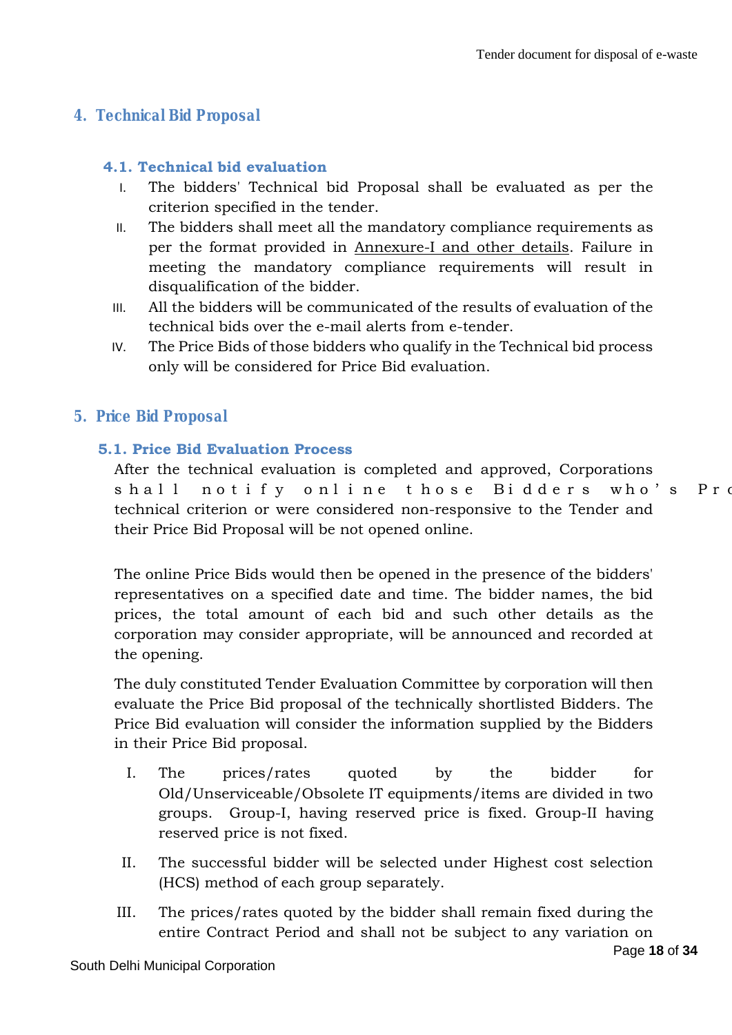## 4. Technical Bid Proposal

### 4.1. Technical bid evaluation

I. The bidders' Technical bid Proposal shall be evaluated as per the criterion specified in the tender.

II. The bidders shall meet all the mandatory compliance requirements as per the format provided in Annexure-I and other details. Failure in meeting the mandatory compliance requirements will result in disqualification of the bidder.

III. All the bidders will be communicated of the results of evaluation of the technical bids over the e-mail alerts from e-tender.

IV. The Price Bids of those bidders who qualify in the Technical bid process only will be considered for Price Bid evaluation.

## 5. Price Bid Proposal

### 5.1. Price Bid Evaluation Process

After the technical evaluation is completed and approved, Corporations shall notify online those Bidders who's Pro technical criterion or were considered non-responsive to the Tender and their Price Bid Proposal will be not opened online.

The online Price Bids would then be opened in the presence of the bidders' representatives on a specified date and time. The bidder names, the bid prices, the total amount of each bid and such other details as the corporation may consider appropriate, will be announced and recorded at the opening.

The duly constituted Tender Evaluation Committee by corporation will then evaluate the Price Bid proposal of the technically shortlisted Bidders. The Price Bid evaluation will consider the information supplied by the Bidders in their Price Bid proposal.

I. The prices/rates quoted by the bidder for Old/Unserviceable/Obsolete IT equipments/items are divided in two groups. Group-I, having reserved price is fixed. Group-II having reserved price is not fixed.

II. The successful bidder will be selected under Highest cost selection (HCS) method of each group separately.

III. The prices/rates quoted by the bidder shall remain fixed during the entire Contract Period and shall not be subject to any variation on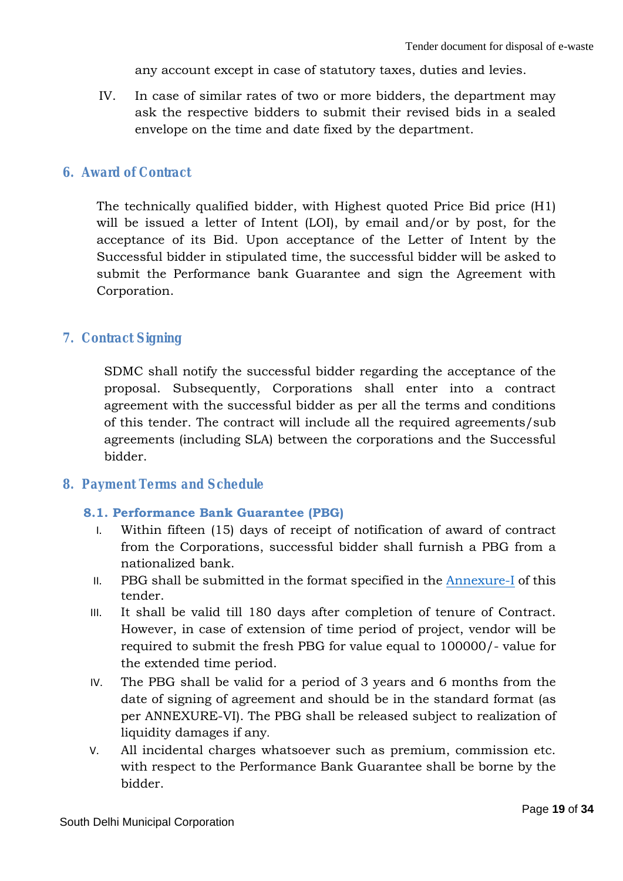any account except in case of statutory taxes, duties and levies.

IV. In case of similar rates of two or more bidders, the department may ask the respective bidders to submit their revised bids in a sealed envelope on the time and date fixed by the department.

## 6. Award of Contract

The technically qualified bidder, with Highest quoted Price Bid price (H1) will be issued a letter of Intent (LOI), by email and/or by post, for the acceptance of its Bid. Upon acceptance of the Letter of Intent by the Successful bidder in stipulated time, the successful bidder will be asked to submit the Performance bank Guarantee and sign the Agreement with Corporation.

## 7. Contract Signing

SDMC shall notify the successful bidder regarding the acceptance of the proposal. Subsequently, Corporations shall enter into a contract agreement with the successful bidder as per all the terms and conditions of this tender. The contract will include all the required agreements/sub agreements (including SLA) between the corporations and the Successful bidder.

## 8. Payment Terms and Schedule

### 8.1. Performance Bank Guarantee (PBG)

I. Within fifteen (15) days of receipt of notification of award of contract from the Corporations, successful bidder shall furnish a PBG from a nationalized bank.

II. PBG shall be submitted in the format specified in the Annexure-I of this tender.

III. It shall be valid till 180 days after completion of tenure of Contract. However, in case of extension of time period of project, vendor will be required to submit the fresh PBG for value equal to 100000/- value for the extended time period.

IV. The PBG shall be valid for a period of 3 years and 6 months from the date of signing of agreement and should be in the standard format (as per ANNEXURE-VI). The PBG shall be released subject to realization of liquidity damages if any.

V. All incidental charges whatsoever such as premium, commission etc. with respect to the Performance Bank Guarantee shall be borne by the bidder.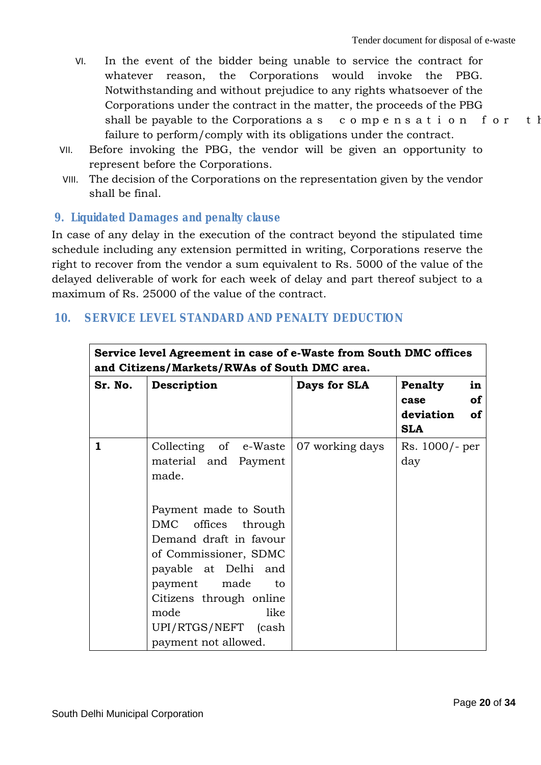VI. In the event of the bidder being unable to service the contract for whatever reason, the Corporations would invoke the PBG. Notwithstanding and without prejudice to any rights whatsoever of the Corporations under the contract in the matter, the proceeds of the PBG shall be payable to the Corporations as compensation for the failure to perform/comply with its obligations under the contract.

VII. Before invoking the PBG, the vendor will be given an opportunity to represent before the Corporations.

VIII. The decision of the Corporations on the representation given by the vendor shall be final.

## 9. Liquidated Damages and penalty clause

In case of any delay in the execution of the contract beyond the stipulated time schedule including any extension permitted in writing, Corporations reserve the right to recover from the vendor a sum equivalent to Rs. 5000 of the value of the delayed deliverable of work for each week of delay and part thereof subject to a maximum of Rs. 25000 of the value of the contract.

## 10. SERVICE LEVEL STANDARD AND PENALTY DEDUCTION

| **Service level Agreement in case of e-Waste from South DMC offices and Citizens/Markets/RWAs of South DMC area.** | | | |
|---|---|---|---|
| **Sr. No.** | **Description** | **Days for SLA** | **Penalty in case deviation of SLA** |
| **1** | Collecting of e-Waste material and Payment made.<br><br>Payment made to South DMC offices through Demand draft in favour of Commissioner, SDMC payable at Delhi and payment made to Citizens through online mode like UPI/RTGS/NEFT (cash payment not allowed. | 07 working days | Rs. 1000/- per day |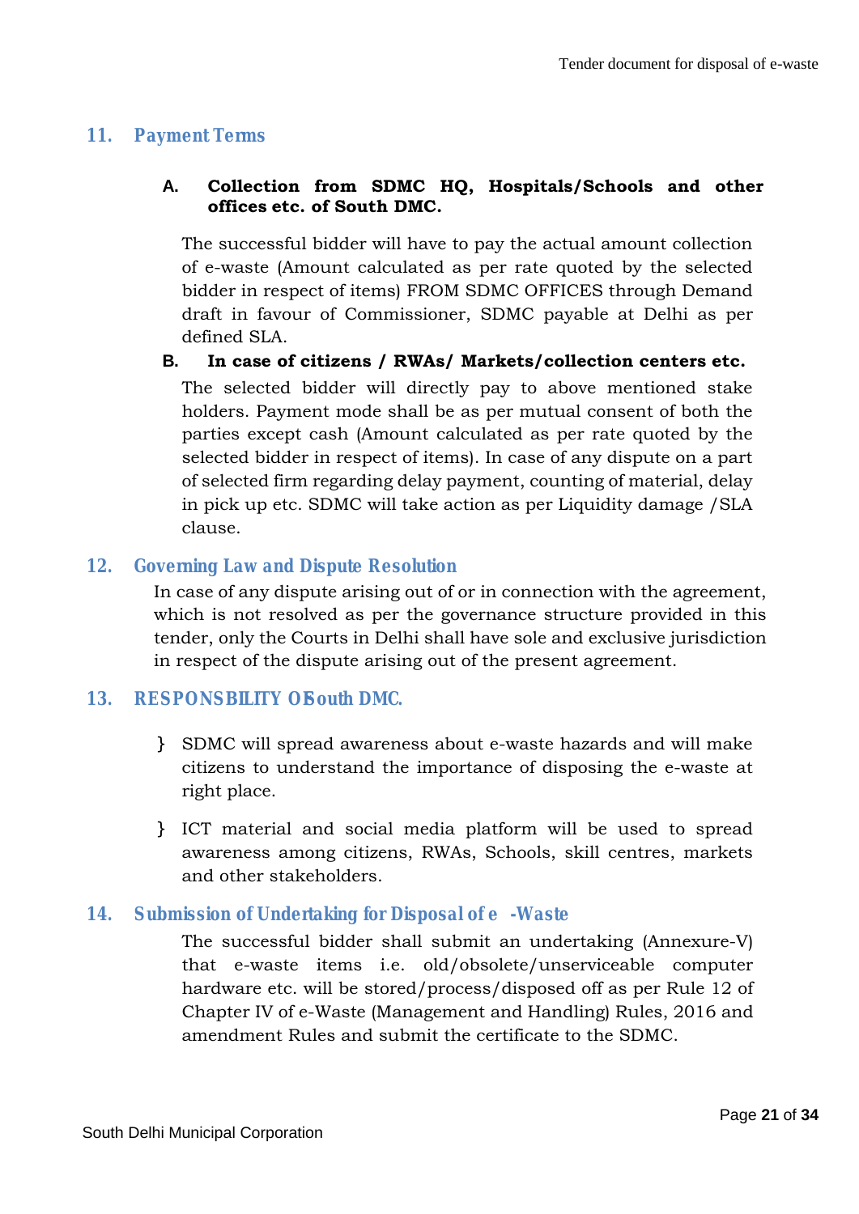## 11. Payment Terms

**A. Collection from SDMC HQ, Hospitals/Schools and other offices etc. of South DMC.**

The successful bidder will have to pay the actual amount collection of e-waste (Amount calculated as per rate quoted by the selected bidder in respect of items) FROM SDMC OFFICES through Demand draft in favour of Commissioner, SDMC payable at Delhi as per defined SLA.

**B. In case of citizens / RWAs/ Markets/collection centers etc.**

The selected bidder will directly pay to above mentioned stake holders. Payment mode shall be as per mutual consent of both the parties except cash (Amount calculated as per rate quoted by the selected bidder in respect of items). In case of any dispute on a part of selected firm regarding delay payment, counting of material, delay in pick up etc. SDMC will take action as per Liquidity damage /SLA clause.

## 12. Governing Law and Dispute Resolution

In case of any dispute arising out of or in connection with the agreement, which is not resolved as per the governance structure provided in this tender, only the Courts in Delhi shall have sole and exclusive jurisdiction in respect of the dispute arising out of the present agreement.

## 13. RESPONSBILITY OF South DMC.

- SDMC will spread awareness about e-waste hazards and will make citizens to understand the importance of disposing the e-waste at right place.
- ICT material and social media platform will be used to spread awareness among citizens, RWAs, Schools, skill centres, markets and other stakeholders.

## 14. Submission of Undertaking for Disposal of e-Waste

The successful bidder shall submit an undertaking (Annexure-V) that e-waste items i.e. old/obsolete/unserviceable computer hardware etc. will be stored/process/disposed off as per Rule 12 of Chapter IV of e-Waste (Management and Handling) Rules, 2016 and amendment Rules and submit the certificate to the SDMC.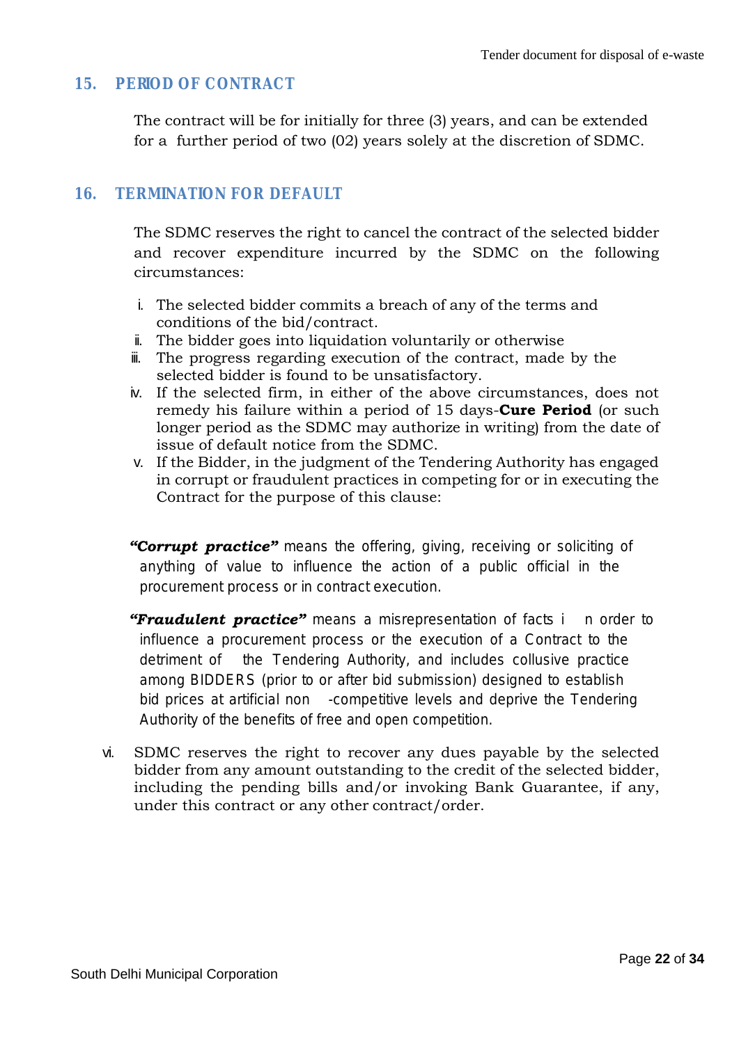## 15. PERIOD OF CONTRACT

The contract will be for initially for three (3) years, and can be extended for a further period of two (02) years solely at the discretion of SDMC.

## 16. TERMINATION FOR DEFAULT

The SDMC reserves the right to cancel the contract of the selected bidder and recover expenditure incurred by the SDMC on the following circumstances:

i. The selected bidder commits a breach of any of the terms and conditions of the bid/contract.
ii. The bidder goes into liquidation voluntarily or otherwise
iii. The progress regarding execution of the contract, made by the selected bidder is found to be unsatisfactory.
iv. If the selected firm, in either of the above circumstances, does not remedy his failure within a period of 15 days-**Cure Period** (or such longer period as the SDMC may authorize in writing) from the date of issue of default notice from the SDMC.
v. If the Bidder, in the judgment of the Tendering Authority has engaged in corrupt or fraudulent practices in competing for or in executing the Contract for the purpose of this clause:

***"Corrupt practice"*** means the offering, giving, receiving or soliciting of anything of value to influence the action of a public official in the procurement process or in contract execution.

***"Fraudulent practice"*** means a misrepresentation of facts in order to influence a procurement process or the execution of a Contract to the detriment of the Tendering Authority, and includes collusive practice among BIDDERS (prior to or after bid submission) designed to establish bid prices at artificial non-competitive levels and deprive the Tendering Authority of the benefits of free and open competition.

vi. SDMC reserves the right to recover any dues payable by the selected bidder from any amount outstanding to the credit of the selected bidder, including the pending bills and/or invoking Bank Guarantee, if any, under this contract or any other contract/order.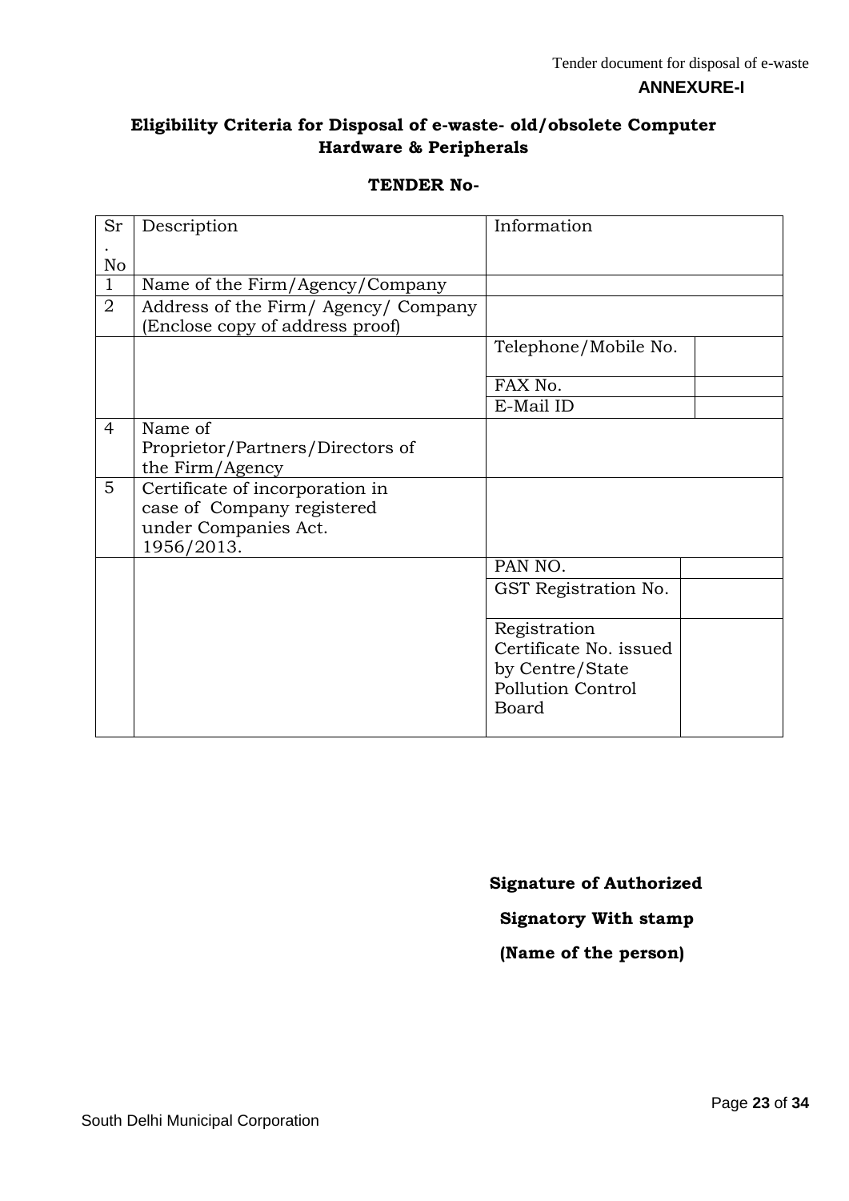**ANNEXURE-I**

## Eligibility Criteria for Disposal of e-waste- old/obsolete Computer Hardware & Peripherals

### TENDER No-

| Sr. No | Description | Information | |
|---|---|---|---|
| 1 | Name of the Firm/Agency/Company | | |
| 2 | Address of the Firm/ Agency/ Company (Enclose copy of address proof) | | |
| | | Telephone/Mobile No. | |
| | | FAX No. | |
| | | E-Mail ID | |
| 4 | Name of Proprietor/Partners/Directors of the Firm/Agency | | |
| 5 | Certificate of incorporation in case of Company registered under Companies Act. 1956/2013. | | |
| | | PAN NO. | |
| | | GST Registration No. | |
| | | Registration Certificate No. issued by Centre/State Pollution Control Board | |

**Signature of Authorized**

**Signatory With stamp**

**(Name of the person)**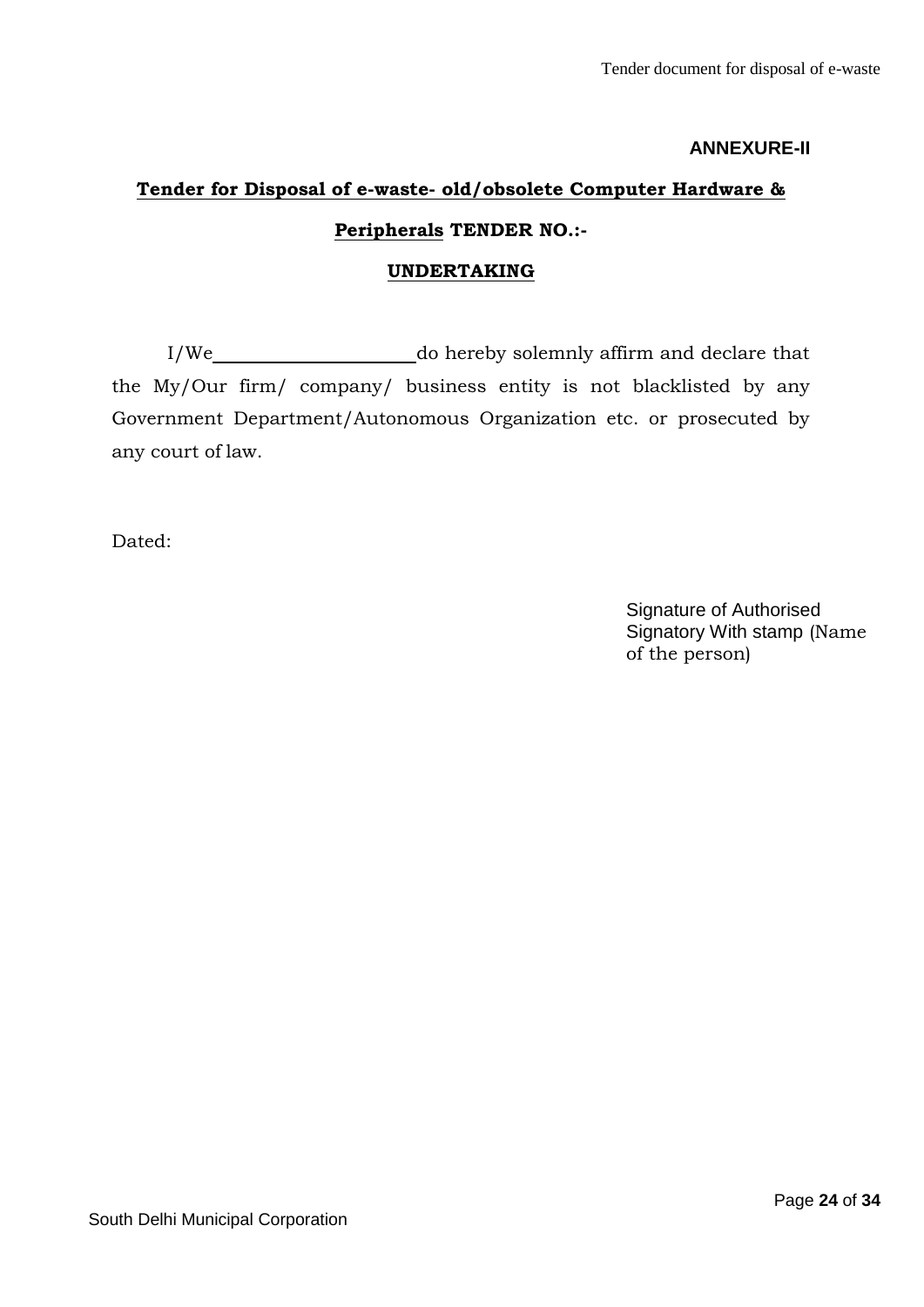**ANNEXURE-II**

**Tender for Disposal of e-waste- old/obsolete Computer Hardware & Peripherals TENDER NO.:-**

**UNDERTAKING**

I/We ______________________ do hereby solemnly affirm and declare that the My/Our firm/ company/ business entity is not blacklisted by any Government Department/Autonomous Organization etc. or prosecuted by any court of law.

Dated:

Signature of Authorised Signatory With stamp (Name of the person)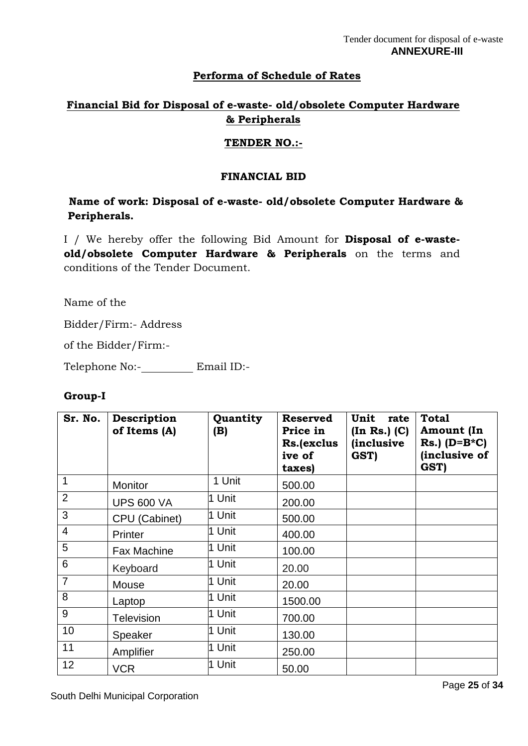**ANNEXURE-III**

## Performa of Schedule of Rates

## Financial Bid for Disposal of e-waste- old/obsolete Computer Hardware & Peripherals

**TENDER NO.:-**

**FINANCIAL BID**

**Name of work: Disposal of e-waste- old/obsolete Computer Hardware & Peripherals.**

I / We hereby offer the following Bid Amount for **Disposal of e-waste- old/obsolete Computer Hardware & Peripherals** on the terms and conditions of the Tender Document.

Name of the

Bidder/Firm:- Address

of the Bidder/Firm:-

Telephone No:-__________ Email ID:-

**Group-I**

| Sr. No. | Description of Items (A) | Quantity (B) | Reserved Price in Rs.(exclusive of taxes) | Unit rate (In Rs.) (C) (inclusive GST) | Total Amount (In Rs.) (D=B*C) (inclusive of GST) |
|---|---|---|---|---|---|
| 1 | Monitor | 1 Unit | 500.00 | | |
| 2 | UPS 600 VA | 1 Unit | 200.00 | | |
| 3 | CPU (Cabinet) | 1 Unit | 500.00 | | |
| 4 | Printer | 1 Unit | 400.00 | | |
| 5 | Fax Machine | 1 Unit | 100.00 | | |
| 6 | Keyboard | 1 Unit | 20.00 | | |
| 7 | Mouse | 1 Unit | 20.00 | | |
| 8 | Laptop | 1 Unit | 1500.00 | | |
| 9 | Television | 1 Unit | 700.00 | | |
| 10 | Speaker | 1 Unit | 130.00 | | |
| 11 | Amplifier | 1 Unit | 250.00 | | |
| 12 | VCR | 1 Unit | 50.00 | | |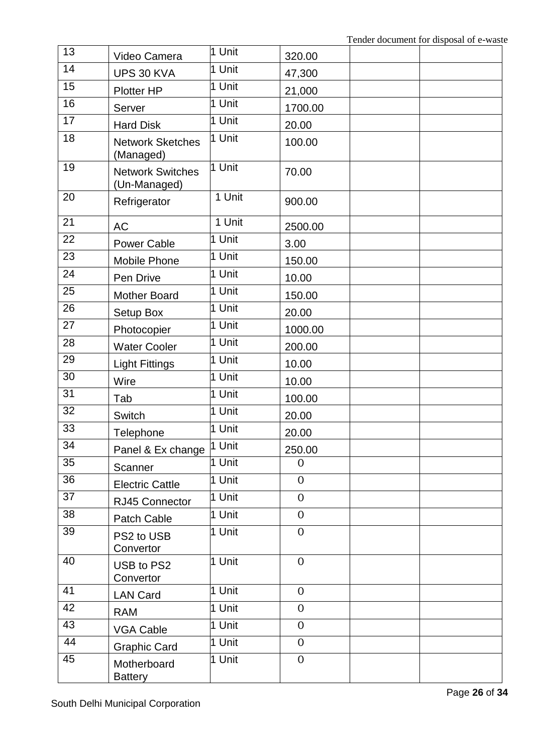| | | | | | |
|---|---|---|---|---|---|
| 13 | Video Camera | 1 Unit | 320.00 | | |
| 14 | UPS 30 KVA | 1 Unit | 47,300 | | |
| 15 | Plotter HP | 1 Unit | 21,000 | | |
| 16 | Server | 1 Unit | 1700.00 | | |
| 17 | Hard Disk | 1 Unit | 20.00 | | |
| 18 | Network Sketches (Managed) | 1 Unit | 100.00 | | |
| 19 | Network Switches (Un-Managed) | 1 Unit | 70.00 | | |
| 20 | Refrigerator | 1 Unit | 900.00 | | |
| 21 | AC | 1 Unit | 2500.00 | | |
| 22 | Power Cable | 1 Unit | 3.00 | | |
| 23 | Mobile Phone | 1 Unit | 150.00 | | |
| 24 | Pen Drive | 1 Unit | 10.00 | | |
| 25 | Mother Board | 1 Unit | 150.00 | | |
| 26 | Setup Box | 1 Unit | 20.00 | | |
| 27 | Photocopier | 1 Unit | 1000.00 | | |
| 28 | Water Cooler | 1 Unit | 200.00 | | |
| 29 | Light Fittings | 1 Unit | 10.00 | | |
| 30 | Wire | 1 Unit | 10.00 | | |
| 31 | Tab | 1 Unit | 100.00 | | |
| 32 | Switch | 1 Unit | 20.00 | | |
| 33 | Telephone | 1 Unit | 20.00 | | |
| 34 | Panel & Ex change | 1 Unit | 250.00 | | |
| 35 | Scanner | 1 Unit | 0 | | |
| 36 | Electric Cattle | 1 Unit | 0 | | |
| 37 | RJ45 Connector | 1 Unit | 0 | | |
| 38 | Patch Cable | 1 Unit | 0 | | |
| 39 | PS2 to USB Convertor | 1 Unit | 0 | | |
| 40 | USB to PS2 Convertor | 1 Unit | 0 | | |
| 41 | LAN Card | 1 Unit | 0 | | |
| 42 | RAM | 1 Unit | 0 | | |
| 43 | VGA Cable | 1 Unit | 0 | | |
| 44 | Graphic Card | 1 Unit | 0 | | |
| 45 | Motherboard Battery | 1 Unit | 0 | | |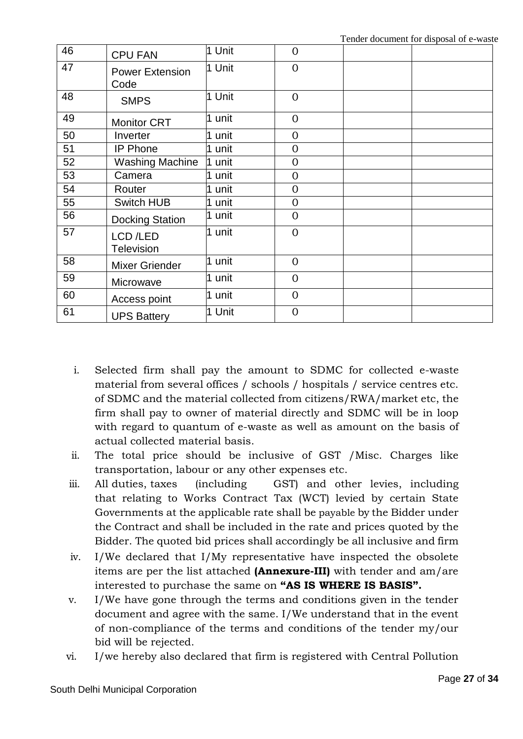| | | | | | |
|---|---|---|---|---|---|
| 46 | CPU FAN | 1 Unit | 0 | | |
| 47 | Power Extension Code | 1 Unit | 0 | | |
| 48 | SMPS | 1 Unit | 0 | | |
| 49 | Monitor CRT | 1 unit | 0 | | |
| 50 | Inverter | 1 unit | 0 | | |
| 51 | IP Phone | 1 unit | 0 | | |
| 52 | Washing Machine | 1 unit | 0 | | |
| 53 | Camera | 1 unit | 0 | | |
| 54 | Router | 1 unit | 0 | | |
| 55 | Switch HUB | 1 unit | 0 | | |
| 56 | Docking Station | 1 unit | 0 | | |
| 57 | LCD /LED Television | 1 unit | 0 | | |
| 58 | Mixer Griender | 1 unit | 0 | | |
| 59 | Microwave | 1 unit | 0 | | |
| 60 | Access point | 1 unit | 0 | | |
| 61 | UPS Battery | 1 Unit | 0 | | |

i. Selected firm shall pay the amount to SDMC for collected e-waste material from several offices / schools / hospitals / service centres etc. of SDMC and the material collected from citizens/RWA/market etc, the firm shall pay to owner of material directly and SDMC will be in loop with regard to quantum of e-waste as well as amount on the basis of actual collected material basis.

ii. The total price should be inclusive of GST /Misc. Charges like transportation, labour or any other expenses etc.

iii. All duties, taxes (including GST) and other levies, including that relating to Works Contract Tax (WCT) levied by certain State Governments at the applicable rate shall be payable by the Bidder under the Contract and shall be included in the rate and prices quoted by the Bidder. The quoted bid prices shall accordingly be all inclusive and firm

iv. I/We declared that I/My representative have inspected the obsolete items are per the list attached **(Annexure-III)** with tender and am/are interested to purchase the same on **"AS IS WHERE IS BASIS".**

v. I/We have gone through the terms and conditions given in the tender document and agree with the same. I/We understand that in the event of non-compliance of the terms and conditions of the tender my/our bid will be rejected.

vi. I/we hereby also declared that firm is registered with Central Pollution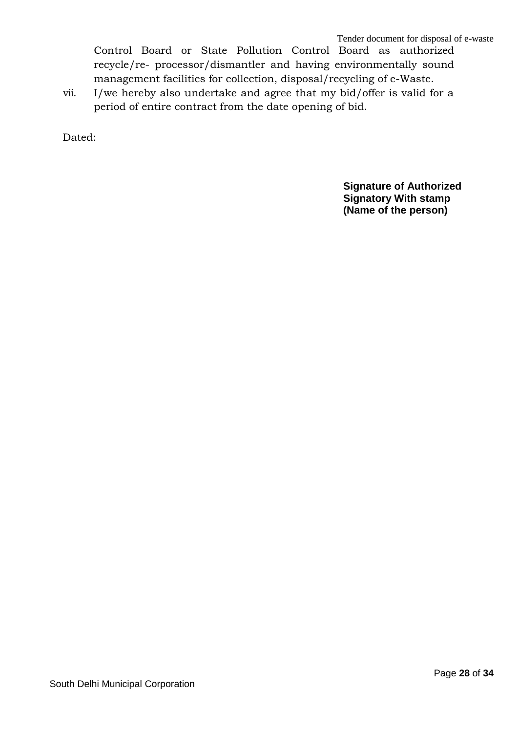Control Board or State Pollution Control Board as authorized recycle/re- processor/dismantler and having environmentally sound management facilities for collection, disposal/recycling of e-Waste.

vii. I/we hereby also undertake and agree that my bid/offer is valid for a period of entire contract from the date opening of bid.

Dated:

**Signature of Authorized Signatory With stamp (Name of the person)**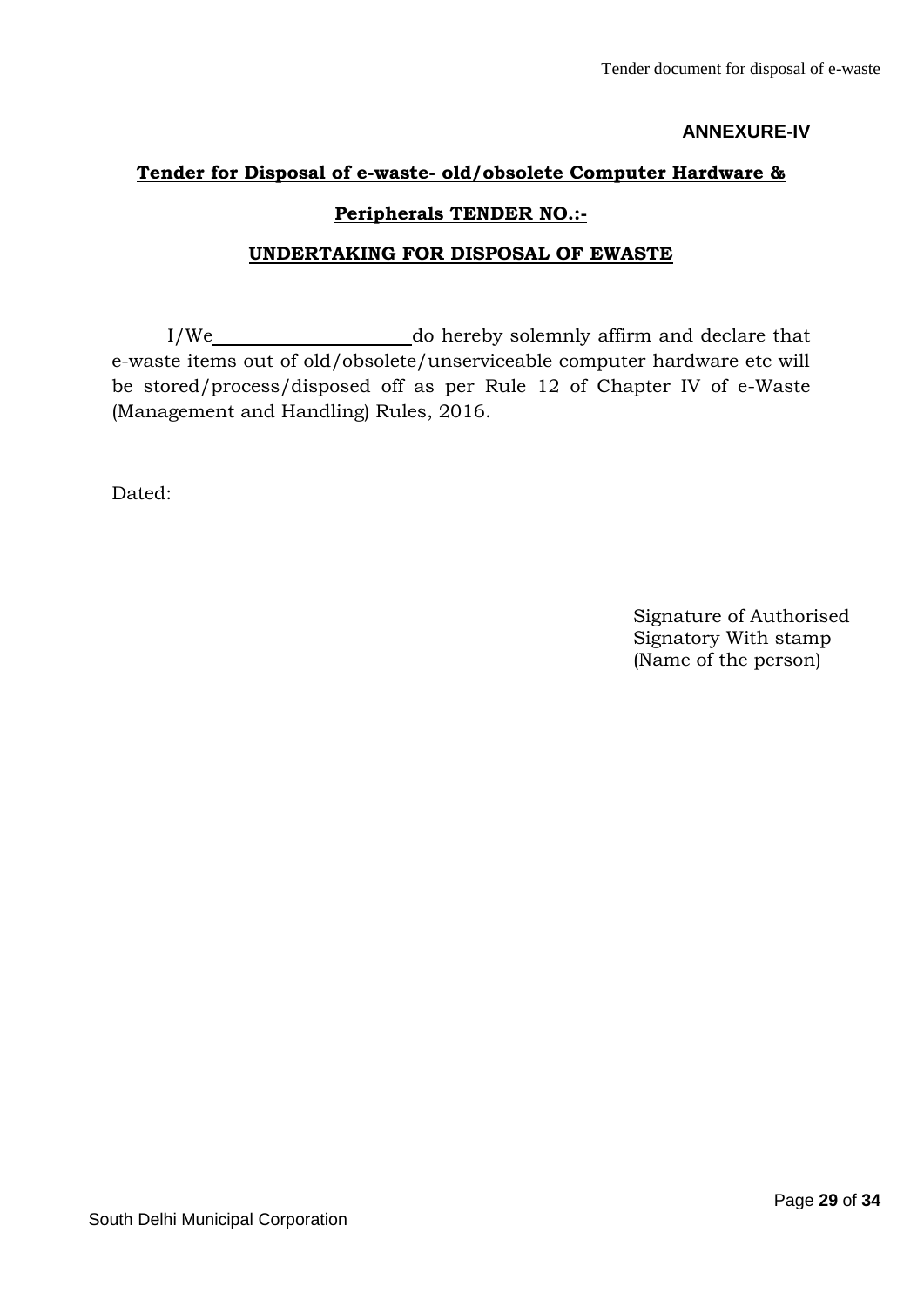**ANNEXURE-IV**

**Tender for Disposal of e-waste- old/obsolete Computer Hardware & Peripherals TENDER NO.:-**

**UNDERTAKING FOR DISPOSAL OF EWASTE**

I/We\_\_\_\_\_\_\_\_\_\_\_\_\_\_\_\_\_\_\_\_\_\_do hereby solemnly affirm and declare that e-waste items out of old/obsolete/unserviceable computer hardware etc will be stored/process/disposed off as per Rule 12 of Chapter IV of e-Waste (Management and Handling) Rules, 2016.

Dated:

Signature of Authorised
Signatory With stamp
(Name of the person)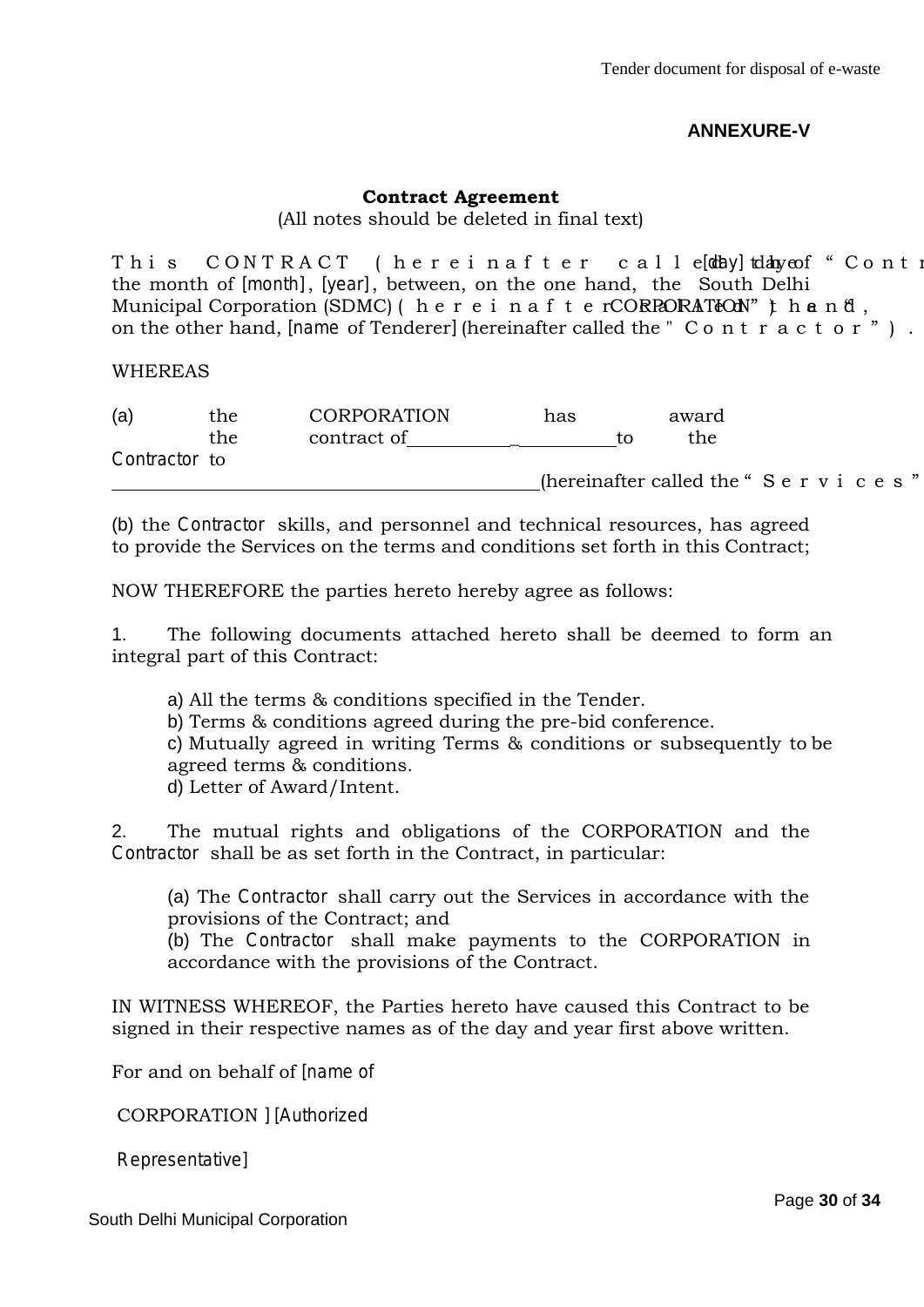**ANNEXURE-V**

**Contract Agreement**

(All notes should be deleted in final text)

This CONTRACT (hereinafter called the "Contract") is made the [day] day of the month of [month], [year], between, on the one hand, the South Delhi Municipal Corporation (SDMC) (hereinafter called the "CORPORATION") and, on the other hand, [name of Tenderer] (hereinafter called the "Contractor").

WHEREAS

(a) the CORPORATION has award the contract of_____________ ___________to the Contractor to _______________________________________________(hereinafter called the "Services");

(b) the Contractor skills, and personnel and technical resources, has agreed to provide the Services on the terms and conditions set forth in this Contract;

NOW THEREFORE the parties hereto hereby agree as follows:

1. The following documents attached hereto shall be deemed to form an integral part of this Contract:

   a) All the terms & conditions specified in the Tender.
   b) Terms & conditions agreed during the pre-bid conference.
   c) Mutually agreed in writing Terms & conditions or subsequently to be agreed terms & conditions.
   d) Letter of Award/Intent.

2. The mutual rights and obligations of the CORPORATION and the Contractor shall be as set forth in the Contract, in particular:

   (a) The Contractor shall carry out the Services in accordance with the provisions of the Contract; and
   (b) The Contractor shall make payments to the CORPORATION in accordance with the provisions of the Contract.

IN WITNESS WHEREOF, the Parties hereto have caused this Contract to be signed in their respective names as of the day and year first above written.

For and on behalf of [name of

CORPORATION ] [Authorized

Representative]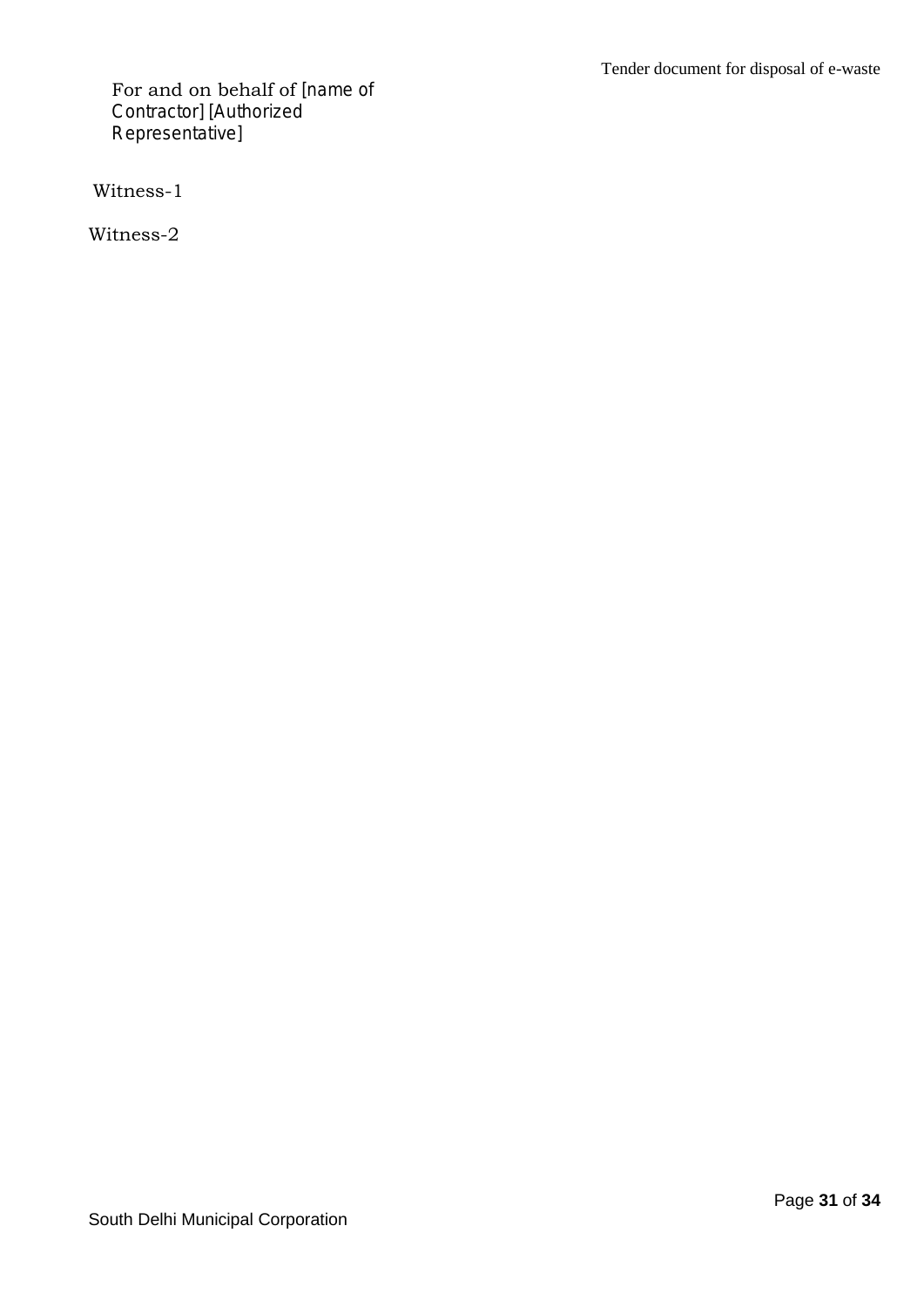For and on behalf of [name of Contractor] [Authorized Representative]

Witness-1

Witness-2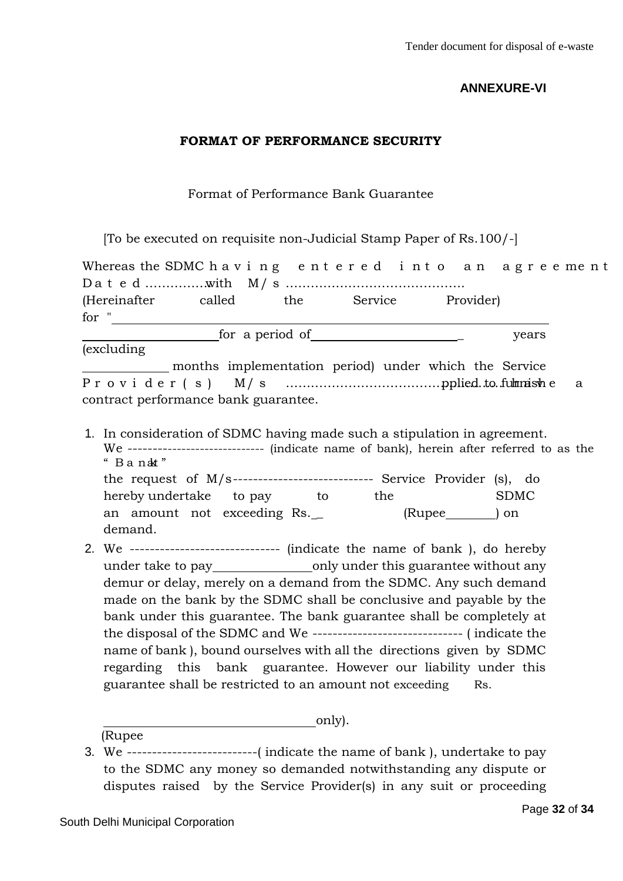ANNEXURE-VI

**FORMAT OF PERFORMANCE SECURITY**

Format of Performance Bank Guarantee

[To be executed on requisite non-Judicial Stamp Paper of Rs.100/-]

Whereas the SDMC having entered into an agreement Dated ……………with M/s …………………………………… (Hereinafter called the Service Provider) for "\_\_\_\_\_\_\_\_\_\_\_\_\_\_\_\_\_\_\_\_\_\_\_\_\_\_\_\_\_\_\_\_\_\_\_\_\_\_\_\_\_\_ for a period of\_\_\_\_\_\_\_\_\_\_\_\_\_\_\_\_\_\_\_\_\_ years (excluding \_\_\_\_\_\_\_\_\_\_\_ months implementation period) under which the Service Provider(s) M/s ………………………………… applied to furnish a contract performance bank guarantee.

1. In consideration of SDMC having made such a stipulation in agreement. We ---------------------------- (indicate name of bank), herein after referred to as the "Bank" at the request of M/s--------------------------- Service Provider (s), do hereby undertake to pay to the SDMC an amount not exceeding Rs.\_ (Rupee\_\_\_\_\_\_\_\_) on demand.
2. We ----------------------------- (indicate the name of bank ), do hereby under take to pay\_\_\_\_\_\_\_\_\_\_\_\_\_\_\_only under this guarantee without any demur or delay, merely on a demand from the SDMC. Any such demand made on the bank by the SDMC shall be conclusive and payable by the bank under this guarantee. The bank guarantee shall be completely at the disposal of the SDMC and We ----------------------------- ( indicate the name of bank ), bound ourselves with all the directions given by SDMC regarding this bank guarantee. However our liability under this guarantee shall be restricted to an amount not exceeding Rs.

   \_\_\_\_\_\_\_\_\_\_\_\_\_\_\_\_\_\_\_\_\_\_\_\_\_\_\_\_\_\_\_\_only).
   (Rupee
3. We -------------------------( indicate the name of bank ), undertake to pay to the SDMC any money so demanded notwithstanding any dispute or disputes raised by the Service Provider(s) in any suit or proceeding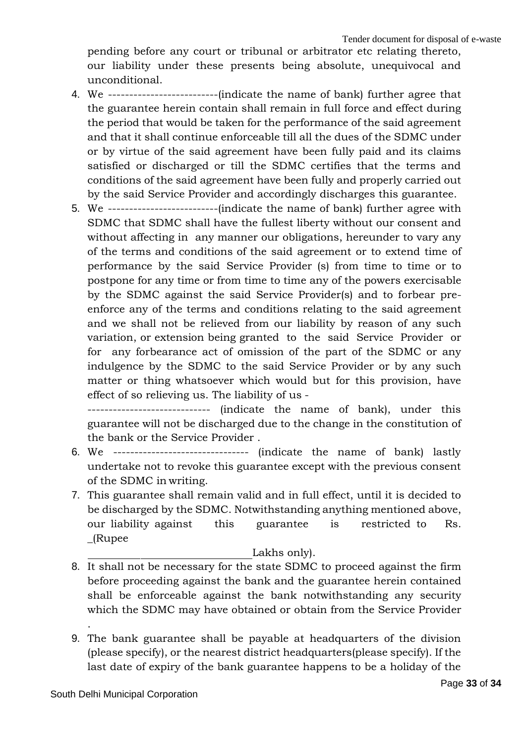pending before any court or tribunal or arbitrator etc relating thereto, our liability under these presents being absolute, unequivocal and unconditional.

4. We --------------------------(indicate the name of bank) further agree that the guarantee herein contain shall remain in full force and effect during the period that would be taken for the performance of the said agreement and that it shall continue enforceable till all the dues of the SDMC under or by virtue of the said agreement have been fully paid and its claims satisfied or discharged or till the SDMC certifies that the terms and conditions of the said agreement have been fully and properly carried out by the said Service Provider and accordingly discharges this guarantee.
5. We --------------------------(indicate the name of bank) further agree with SDMC that SDMC shall have the fullest liberty without our consent and without affecting in any manner our obligations, hereunder to vary any of the terms and conditions of the said agreement or to extend time of performance by the said Service Provider (s) from time to time or to postpone for any time or from time to time any of the powers exercisable by the SDMC against the said Service Provider(s) and to forbear pre-enforce any of the terms and conditions relating to the said agreement and we shall not be relieved from our liability by reason of any such variation, or extension being granted to the said Service Provider or for any forbearance act of omission of the part of the SDMC or any indulgence by the SDMC to the said Service Provider or by any such matter or thing whatsoever which would but for this provision, have effect of so relieving us. The liability of us - ----------------------------- (indicate the name of bank), under this guarantee will not be discharged due to the change in the constitution of the bank or the Service Provider .
6. We -------------------------------- (indicate the name of bank) lastly undertake not to revoke this guarantee except with the previous consent of the SDMC in writing.
7. This guarantee shall remain valid and in full effect, until it is decided to be discharged by the SDMC. Notwithstanding anything mentioned above, our liability against this guarantee is restricted to Rs. _(Rupee \_\_\_\_\_\_\_\_\_\_\_\_\_\_\_\_\_\_\_\_\_\_\_\_\_\_\_\_\_\_Lakhs only).
8. It shall not be necessary for the state SDMC to proceed against the firm before proceeding against the bank and the guarantee herein contained shall be enforceable against the bank notwithstanding any security which the SDMC may have obtained or obtain from the Service Provider .
9. The bank guarantee shall be payable at headquarters of the division (please specify), or the nearest district headquarters(please specify). If the last date of expiry of the bank guarantee happens to be a holiday of the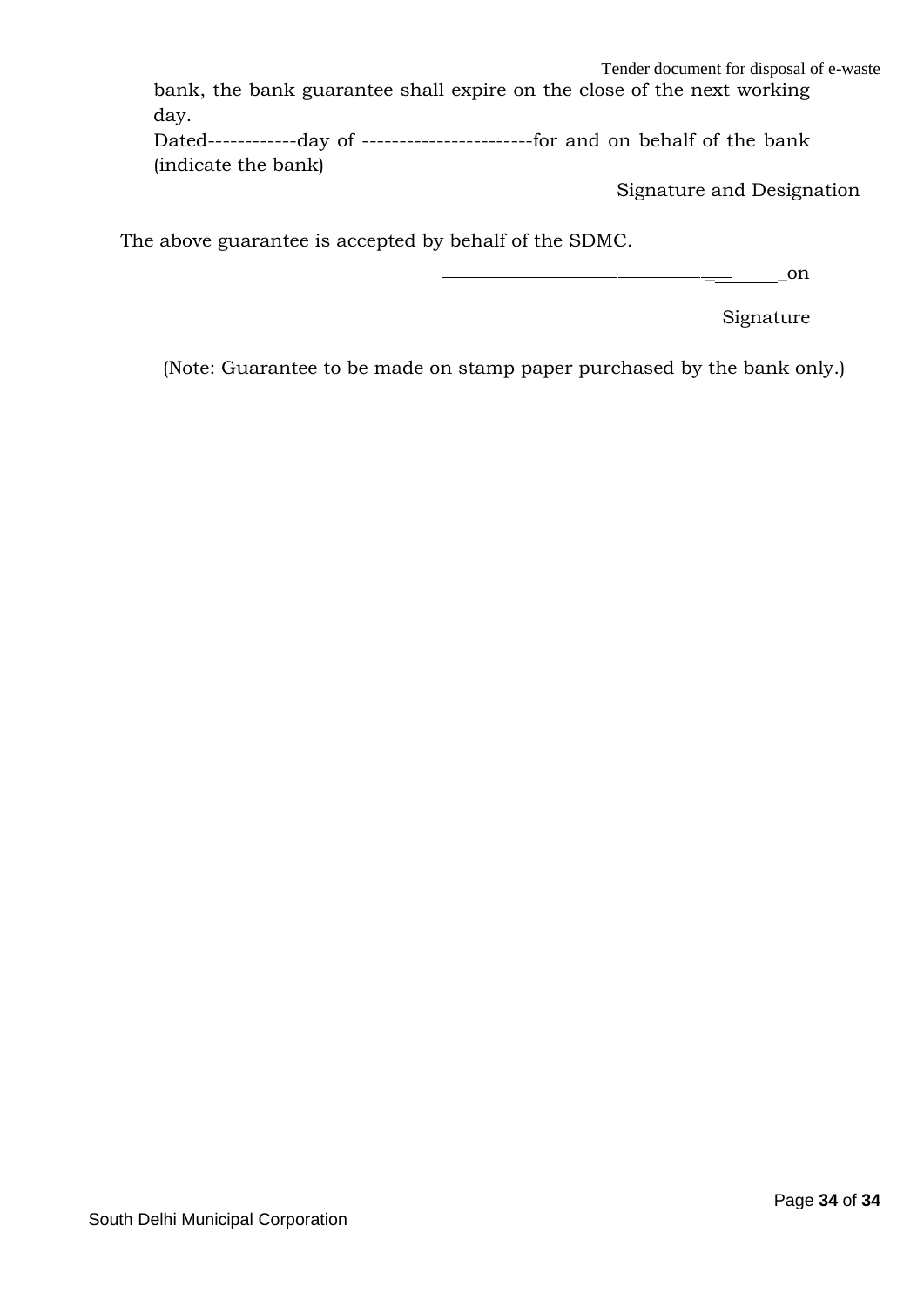bank, the bank guarantee shall expire on the close of the next working day.

Dated------------day of -----------------------for and on behalf of the bank (indicate the bank)

Signature and Designation

The above guarantee is accepted by behalf of the SDMC.

______________________________________on

Signature

(Note: Guarantee to be made on stamp paper purchased by the bank only.)